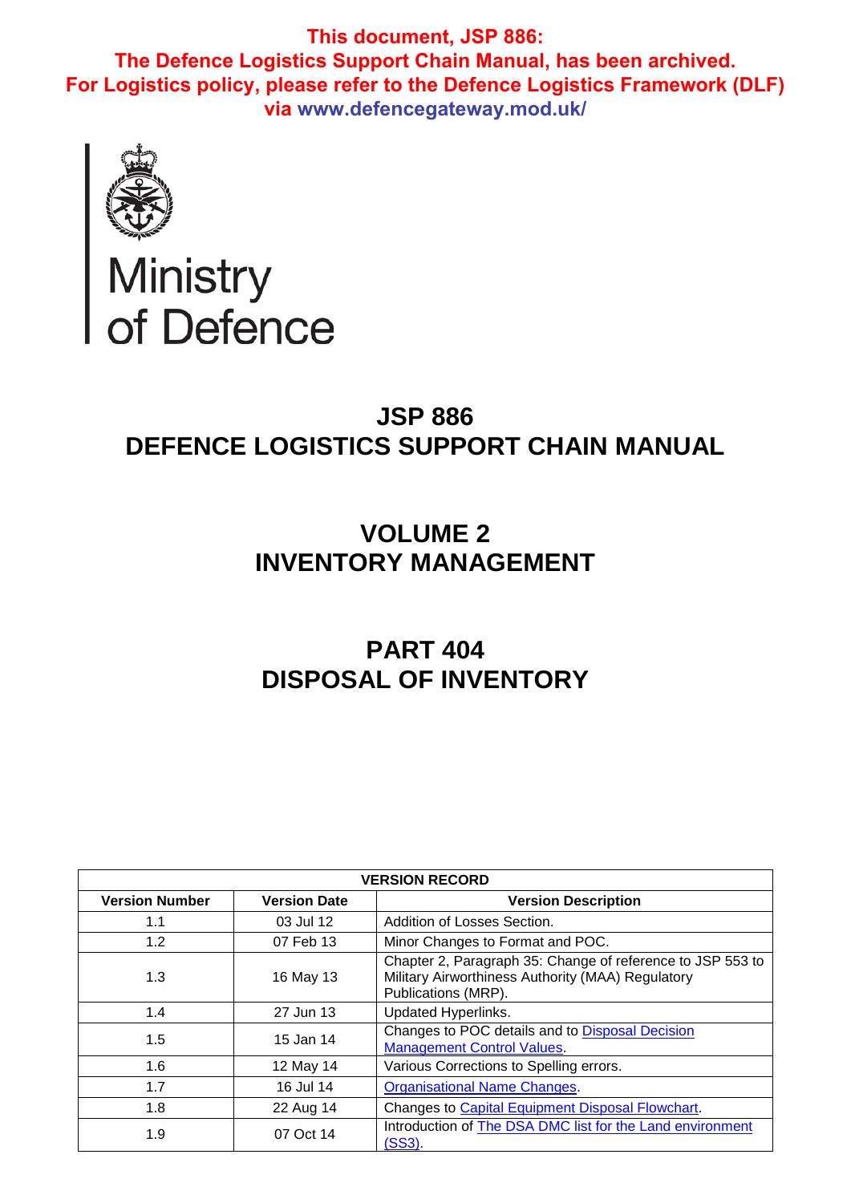**This document, JSP 886:**
**The Defence Logistics Support Chain Manual, has been archived.**
**For Logistics policy, please refer to the Defence Logistics Framework (DLF) via www.defencegateway.mod.uk/**

Ministry of Defence

# JSP 886
# DEFENCE LOGISTICS SUPPORT CHAIN MANUAL

## VOLUME 2
## INVENTORY MANAGEMENT

## PART 404
## DISPOSAL OF INVENTORY

| VERSION RECORD | | |
|---|---|---|
| **Version Number** | **Version Date** | **Version Description** |
| 1.1 | 03 Jul 12 | Addition of Losses Section. |
| 1.2 | 07 Feb 13 | Minor Changes to Format and POC. |
| 1.3 | 16 May 13 | Chapter 2, Paragraph 35: Change of reference to JSP 553 to Military Airworthiness Authority (MAA) Regulatory Publications (MRP). |
| 1.4 | 27 Jun 13 | Updated Hyperlinks. |
| 1.5 | 15 Jan 14 | Changes to POC details and to Disposal Decision Management Control Values. |
| 1.6 | 12 May 14 | Various Corrections to Spelling errors. |
| 1.7 | 16 Jul 14 | Organisational Name Changes. |
| 1.8 | 22 Aug 14 | Changes to Capital Equipment Disposal Flowchart. |
| 1.9 | 07 Oct 14 | Introduction of The DSA DMC list for the Land environment (SS3). |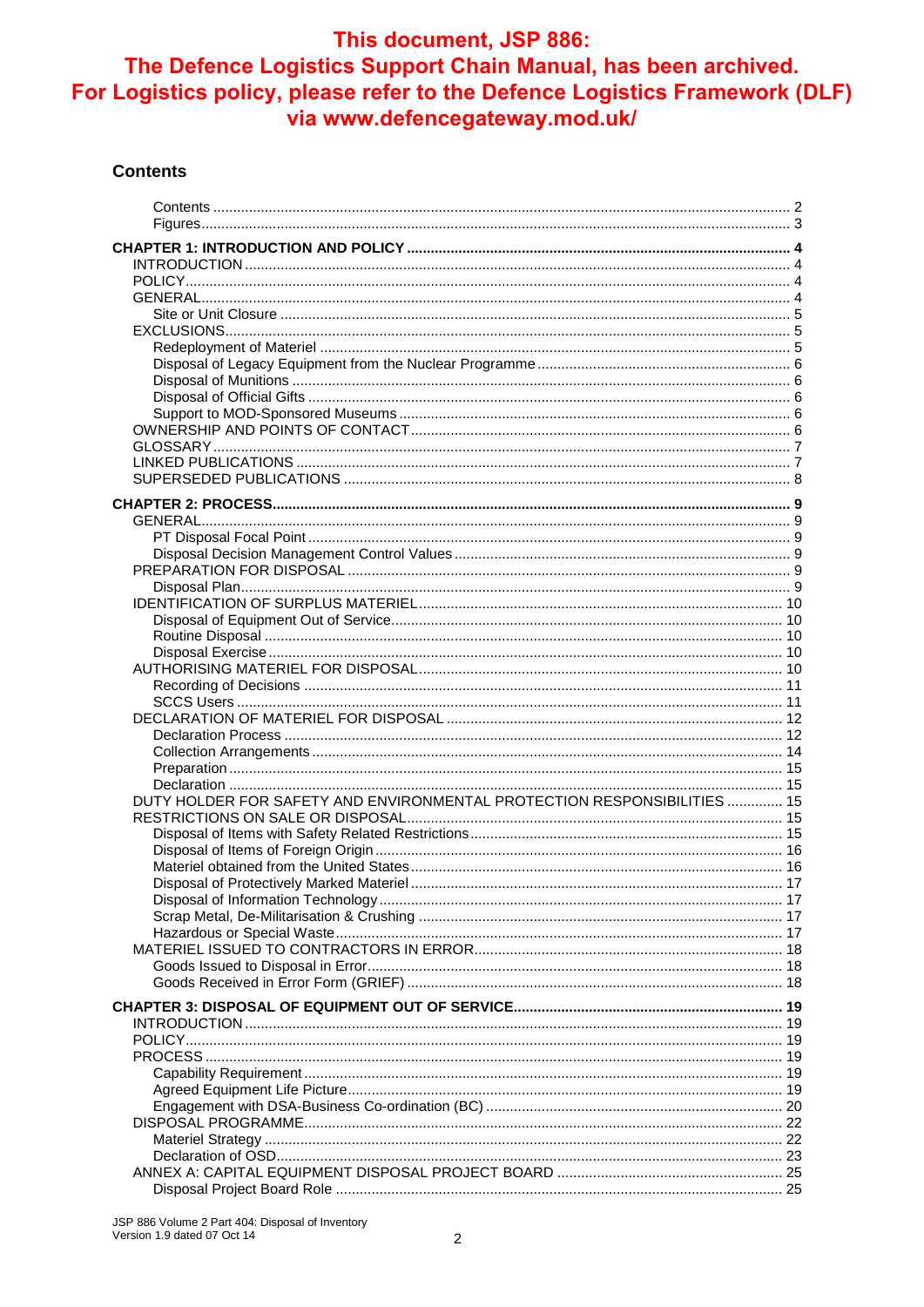**This document, JSP 886: The Defence Logistics Support Chain Manual, has been archived. For Logistics policy, please refer to the Defence Logistics Framework (DLF) via www.defencegateway.mod.uk/**

## Contents

- Contents ... 2
- Figures ... 3

**CHAPTER 1: INTRODUCTION AND POLICY ... 4**

- INTRODUCTION ... 4
- POLICY ... 4
- GENERAL ... 4
  - Site or Unit Closure ... 5
- EXCLUSIONS ... 5
  - Redeployment of Materiel ... 5
  - Disposal of Legacy Equipment from the Nuclear Programme ... 6
  - Disposal of Munitions ... 6
  - Disposal of Official Gifts ... 6
  - Support to MOD-Sponsored Museums ... 6
- OWNERSHIP AND POINTS OF CONTACT ... 6
- GLOSSARY ... 7
- LINKED PUBLICATIONS ... 7
- SUPERSEDED PUBLICATIONS ... 8

**CHAPTER 2: PROCESS ... 9**

- GENERAL ... 9
  - PT Disposal Focal Point ... 9
  - Disposal Decision Management Control Values ... 9
- PREPARATION FOR DISPOSAL ... 9
  - Disposal Plan ... 9
- IDENTIFICATION OF SURPLUS MATERIEL ... 10
  - Disposal of Equipment Out of Service ... 10
  - Routine Disposal ... 10
  - Disposal Exercise ... 10
- AUTHORISING MATERIEL FOR DISPOSAL ... 10
  - Recording of Decisions ... 11
  - SCCS Users ... 11
- DECLARATION OF MATERIEL FOR DISPOSAL ... 12
  - Declaration Process ... 12
  - Collection Arrangements ... 14
  - Preparation ... 15
  - Declaration ... 15
- DUTY HOLDER FOR SAFETY AND ENVIRONMENTAL PROTECTION RESPONSIBILITIES ... 15
- RESTRICTIONS ON SALE OR DISPOSAL ... 15
  - Disposal of Items with Safety Related Restrictions ... 15
  - Disposal of Items of Foreign Origin ... 16
  - Materiel obtained from the United States ... 16
  - Disposal of Protectively Marked Materiel ... 17
  - Disposal of Information Technology ... 17
  - Scrap Metal, De-Militarisation & Crushing ... 17
  - Hazardous or Special Waste ... 17
- MATERIEL ISSUED TO CONTRACTORS IN ERROR ... 18
  - Goods Issued to Disposal in Error ... 18
  - Goods Received in Error Form (GRIEF) ... 18

**CHAPTER 3: DISPOSAL OF EQUIPMENT OUT OF SERVICE ... 19**

- INTRODUCTION ... 19
- POLICY ... 19
- PROCESS ... 19
  - Capability Requirement ... 19
  - Agreed Equipment Life Picture ... 19
  - Engagement with DSA-Business Co-ordination (BC) ... 20
- DISPOSAL PROGRAMME ... 22
  - Materiel Strategy ... 22
  - Declaration of OSD ... 23
- ANNEX A: CAPITAL EQUIPMENT DISPOSAL PROJECT BOARD ... 25
  - Disposal Project Board Role ... 25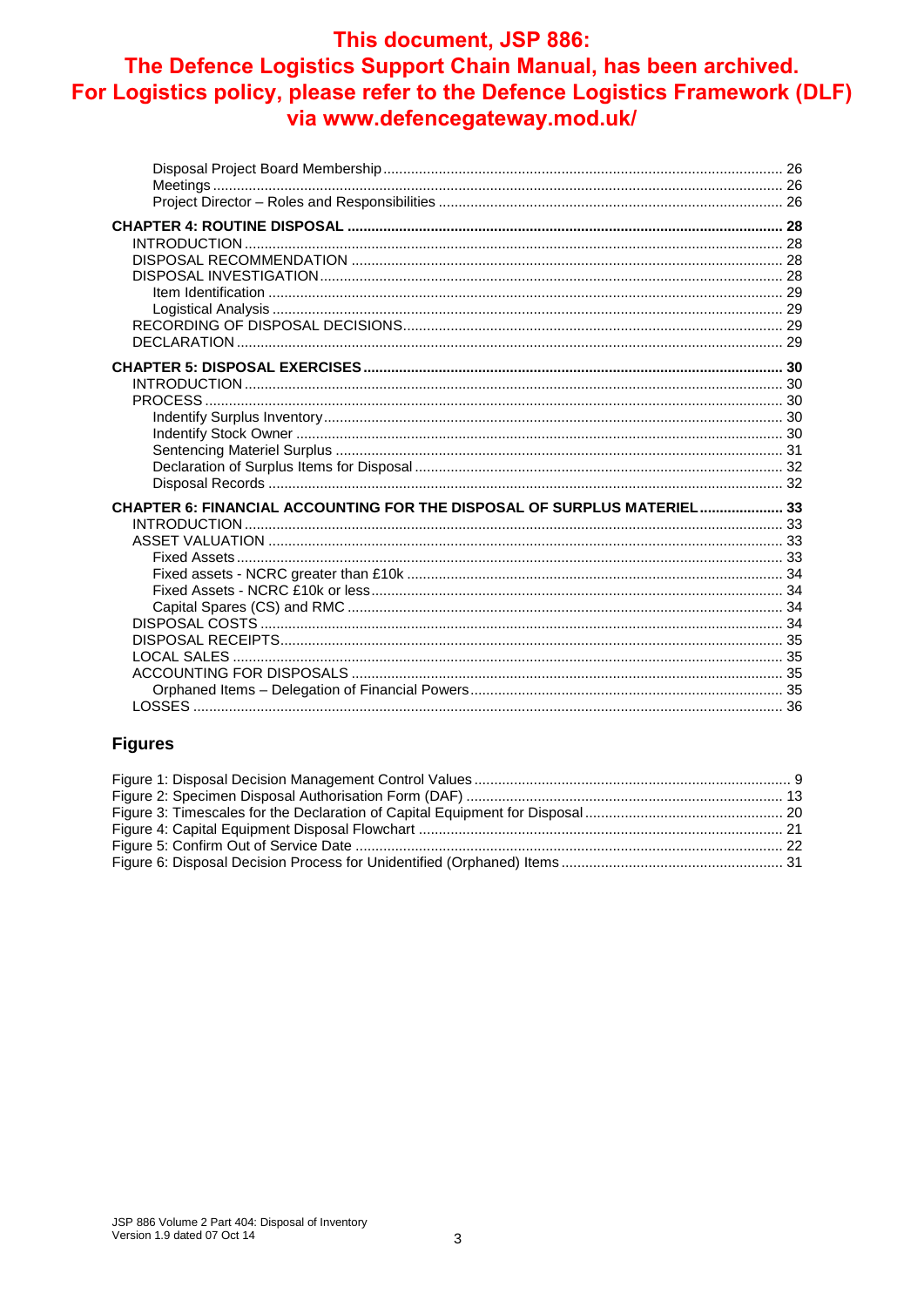**This document, JSP 886: The Defence Logistics Support Chain Manual, has been archived. For Logistics policy, please refer to the Defence Logistics Framework (DLF) via www.defencegateway.mod.uk/**

- Disposal Project Board Membership ... 26
- Meetings ... 26
- Project Director – Roles and Responsibilities ... 26

**CHAPTER 4: ROUTINE DISPOSAL ... 28**

- INTRODUCTION ... 28
- DISPOSAL RECOMMENDATION ... 28
- DISPOSAL INVESTIGATION ... 28
  - Item Identification ... 29
  - Logistical Analysis ... 29
- RECORDING OF DISPOSAL DECISIONS ... 29
- DECLARATION ... 29

**CHAPTER 5: DISPOSAL EXERCISES ... 30**

- INTRODUCTION ... 30
- PROCESS ... 30
  - Indentify Surplus Inventory ... 30
  - Indentify Stock Owner ... 30
  - Sentencing Materiel Surplus ... 31
  - Declaration of Surplus Items for Disposal ... 32
  - Disposal Records ... 32

**CHAPTER 6: FINANCIAL ACCOUNTING FOR THE DISPOSAL OF SURPLUS MATERIEL ... 33**

- INTRODUCTION ... 33
- ASSET VALUATION ... 33
  - Fixed Assets ... 33
  - Fixed assets - NCRC greater than £10k ... 34
  - Fixed Assets - NCRC £10k or less ... 34
  - Capital Spares (CS) and RMC ... 34
- DISPOSAL COSTS ... 34
- DISPOSAL RECEIPTS ... 35
- LOCAL SALES ... 35
- ACCOUNTING FOR DISPOSALS ... 35
  - Orphaned Items – Delegation of Financial Powers ... 35
- LOSSES ... 36

## Figures

- Figure 1: Disposal Decision Management Control Values ... 9
- Figure 2: Specimen Disposal Authorisation Form (DAF) ... 13
- Figure 3: Timescales for the Declaration of Capital Equipment for Disposal ... 20
- Figure 4: Capital Equipment Disposal Flowchart ... 21
- Figure 5: Confirm Out of Service Date ... 22
- Figure 6: Disposal Decision Process for Unidentified (Orphaned) Items ... 31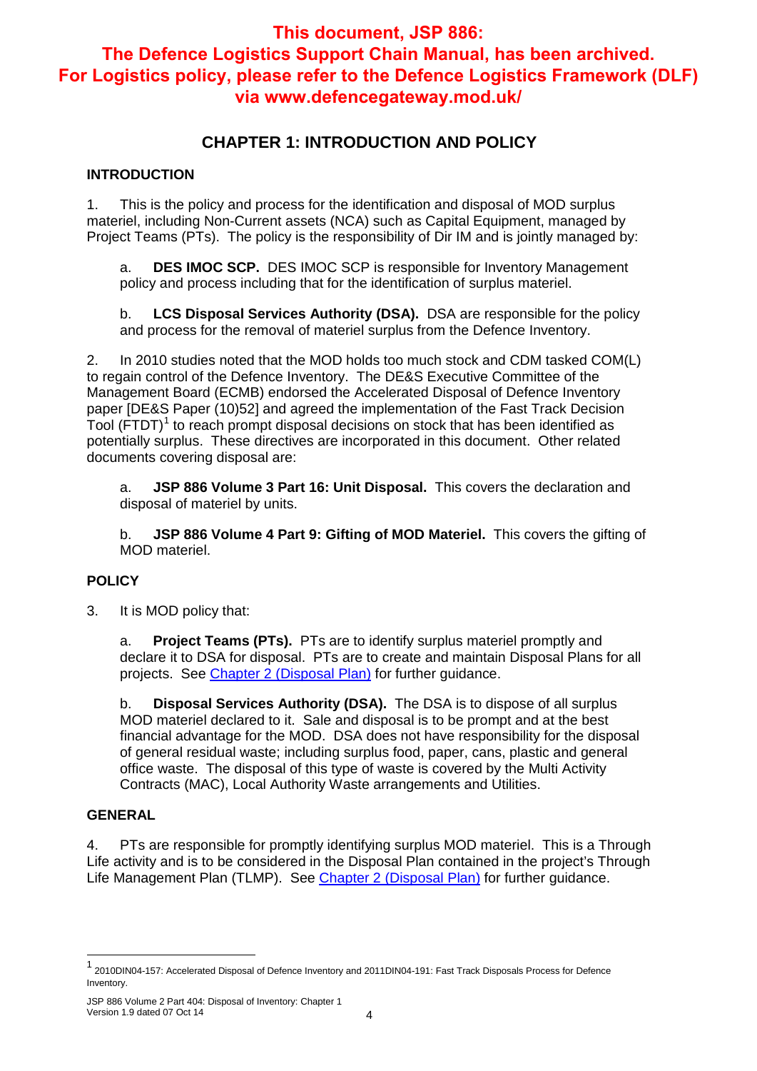**This document, JSP 886: The Defence Logistics Support Chain Manual, has been archived. For Logistics policy, please refer to the Defence Logistics Framework (DLF) via www.defencegateway.mod.uk/**

# CHAPTER 1: INTRODUCTION AND POLICY

## INTRODUCTION

1. This is the policy and process for the identification and disposal of MOD surplus materiel, including Non-Current assets (NCA) such as Capital Equipment, managed by Project Teams (PTs). The policy is the responsibility of Dir IM and is jointly managed by:

   a. **DES IMOC SCP.** DES IMOC SCP is responsible for Inventory Management policy and process including that for the identification of surplus materiel.

   b. **LCS Disposal Services Authority (DSA).** DSA are responsible for the policy and process for the removal of materiel surplus from the Defence Inventory.

2. In 2010 studies noted that the MOD holds too much stock and CDM tasked COM(L) to regain control of the Defence Inventory. The DE&S Executive Committee of the Management Board (ECMB) endorsed the Accelerated Disposal of Defence Inventory paper [DE&S Paper (10)52] and agreed the implementation of the Fast Track Decision Tool (FTDT)[1] to reach prompt disposal decisions on stock that has been identified as potentially surplus. These directives are incorporated in this document. Other related documents covering disposal are:

   a. **JSP 886 Volume 3 Part 16: Unit Disposal.** This covers the declaration and disposal of materiel by units.

   b. **JSP 886 Volume 4 Part 9: Gifting of MOD Materiel.** This covers the gifting of MOD materiel.

## POLICY

3. It is MOD policy that:

   a. **Project Teams (PTs).** PTs are to identify surplus materiel promptly and declare it to DSA for disposal. PTs are to create and maintain Disposal Plans for all projects. See Chapter 2 (Disposal Plan) for further guidance.

   b. **Disposal Services Authority (DSA).** The DSA is to dispose of all surplus MOD materiel declared to it. Sale and disposal is to be prompt and at the best financial advantage for the MOD. DSA does not have responsibility for the disposal of general residual waste; including surplus food, paper, cans, plastic and general office waste. The disposal of this type of waste is covered by the Multi Activity Contracts (MAC), Local Authority Waste arrangements and Utilities.

## GENERAL

4. PTs are responsible for promptly identifying surplus MOD materiel. This is a Through Life activity and is to be considered in the Disposal Plan contained in the project's Through Life Management Plan (TLMP). See Chapter 2 (Disposal Plan) for further guidance.

---

[1] 2010DIN04-157: Accelerated Disposal of Defence Inventory and 2011DIN04-191: Fast Track Disposals Process for Defence Inventory.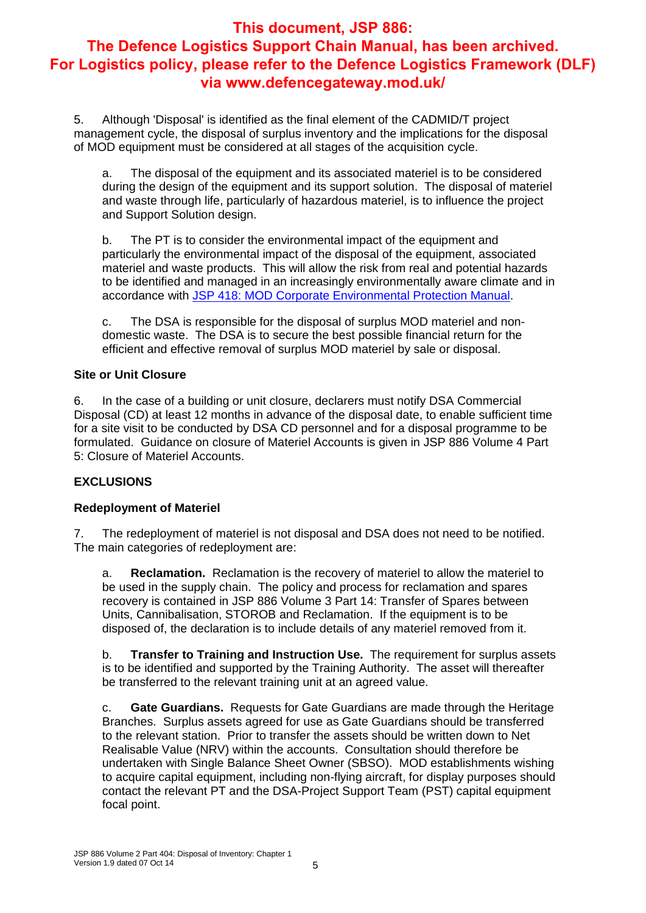**This document, JSP 886: The Defence Logistics Support Chain Manual, has been archived. For Logistics policy, please refer to the Defence Logistics Framework (DLF) via www.defencegateway.mod.uk/**

5. Although 'Disposal' is identified as the final element of the CADMID/T project management cycle, the disposal of surplus inventory and the implications for the disposal of MOD equipment must be considered at all stages of the acquisition cycle.

a. The disposal of the equipment and its associated materiel is to be considered during the design of the equipment and its support solution. The disposal of materiel and waste through life, particularly of hazardous materiel, is to influence the project and Support Solution design.

b. The PT is to consider the environmental impact of the equipment and particularly the environmental impact of the disposal of the equipment, associated materiel and waste products. This will allow the risk from real and potential hazards to be identified and managed in an increasingly environmentally aware climate and in accordance with JSP 418: MOD Corporate Environmental Protection Manual.

c. The DSA is responsible for the disposal of surplus MOD materiel and non-domestic waste. The DSA is to secure the best possible financial return for the efficient and effective removal of surplus MOD materiel by sale or disposal.

### Site or Unit Closure

6. In the case of a building or unit closure, declarers must notify DSA Commercial Disposal (CD) at least 12 months in advance of the disposal date, to enable sufficient time for a site visit to be conducted by DSA CD personnel and for a disposal programme to be formulated. Guidance on closure of Materiel Accounts is given in JSP 886 Volume 4 Part 5: Closure of Materiel Accounts.

## EXCLUSIONS

### Redeployment of Materiel

7. The redeployment of materiel is not disposal and DSA does not need to be notified. The main categories of redeployment are:

a. **Reclamation.** Reclamation is the recovery of materiel to allow the materiel to be used in the supply chain. The policy and process for reclamation and spares recovery is contained in JSP 886 Volume 3 Part 14: Transfer of Spares between Units, Cannibalisation, STOROB and Reclamation. If the equipment is to be disposed of, the declaration is to include details of any materiel removed from it.

b. **Transfer to Training and Instruction Use.** The requirement for surplus assets is to be identified and supported by the Training Authority. The asset will thereafter be transferred to the relevant training unit at an agreed value.

c. **Gate Guardians.** Requests for Gate Guardians are made through the Heritage Branches. Surplus assets agreed for use as Gate Guardians should be transferred to the relevant station. Prior to transfer the assets should be written down to Net Realisable Value (NRV) within the accounts. Consultation should therefore be undertaken with Single Balance Sheet Owner (SBSO). MOD establishments wishing to acquire capital equipment, including non-flying aircraft, for display purposes should contact the relevant PT and the DSA-Project Support Team (PST) capital equipment focal point.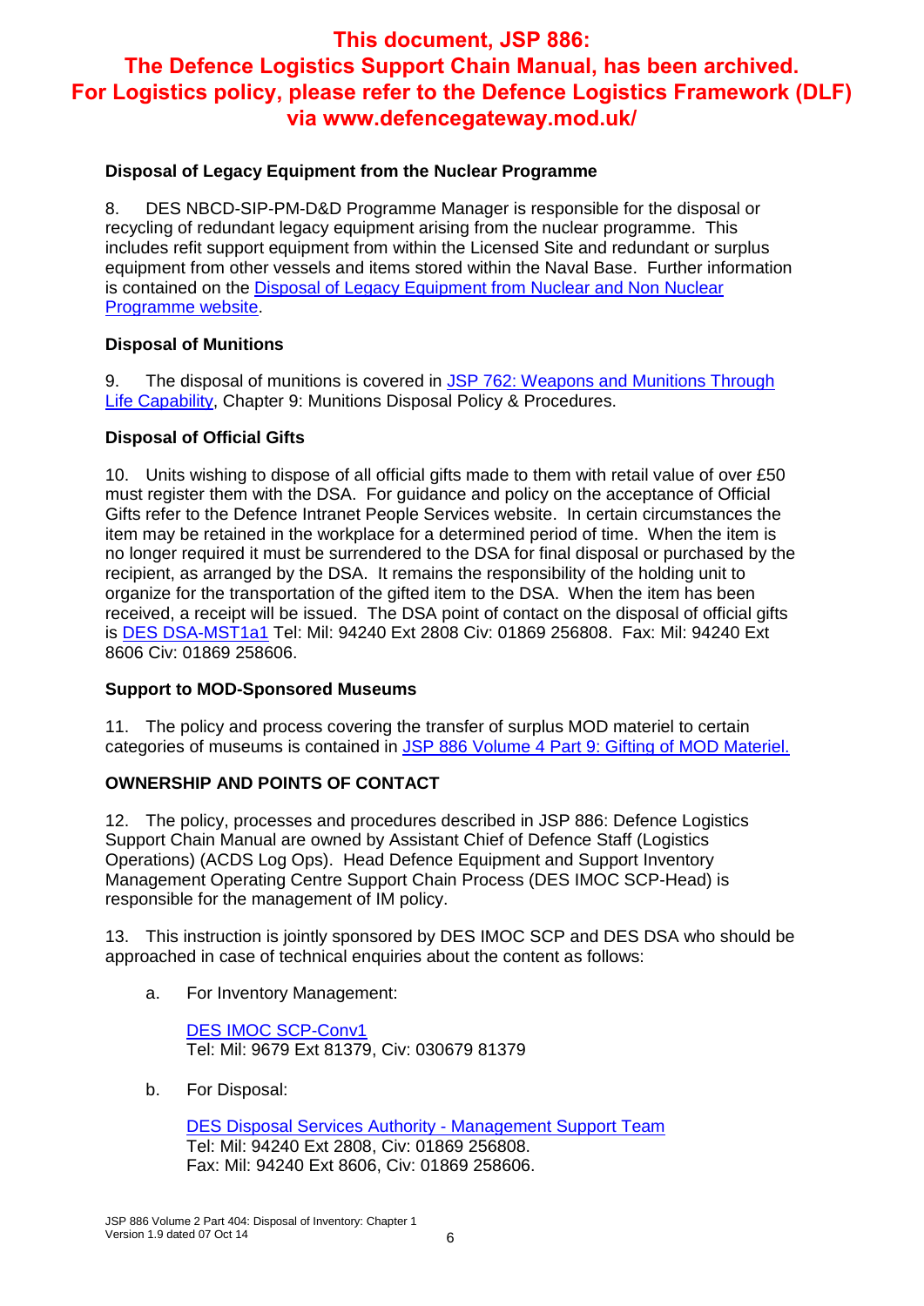**This document, JSP 886: The Defence Logistics Support Chain Manual, has been archived. For Logistics policy, please refer to the Defence Logistics Framework (DLF) via www.defencegateway.mod.uk/**

### Disposal of Legacy Equipment from the Nuclear Programme

8. DES NBCD-SIP-PM-D&D Programme Manager is responsible for the disposal or recycling of redundant legacy equipment arising from the nuclear programme. This includes refit support equipment from within the Licensed Site and redundant or surplus equipment from other vessels and items stored within the Naval Base. Further information is contained on the Disposal of Legacy Equipment from Nuclear and Non Nuclear Programme website.

### Disposal of Munitions

9. The disposal of munitions is covered in JSP 762: Weapons and Munitions Through Life Capability, Chapter 9: Munitions Disposal Policy & Procedures.

### Disposal of Official Gifts

10. Units wishing to dispose of all official gifts made to them with retail value of over £50 must register them with the DSA. For guidance and policy on the acceptance of Official Gifts refer to the Defence Intranet People Services website. In certain circumstances the item may be retained in the workplace for a determined period of time. When the item is no longer required it must be surrendered to the DSA for final disposal or purchased by the recipient, as arranged by the DSA. It remains the responsibility of the holding unit to organize for the transportation of the gifted item to the DSA. When the item has been received, a receipt will be issued. The DSA point of contact on the disposal of official gifts is DES DSA-MST1a1 Tel: Mil: 94240 Ext 2808 Civ: 01869 256808. Fax: Mil: 94240 Ext 8606 Civ: 01869 258606.

### Support to MOD-Sponsored Museums

11. The policy and process covering the transfer of surplus MOD materiel to certain categories of museums is contained in JSP 886 Volume 4 Part 9: Gifting of MOD Materiel.

## OWNERSHIP AND POINTS OF CONTACT

12. The policy, processes and procedures described in JSP 886: Defence Logistics Support Chain Manual are owned by Assistant Chief of Defence Staff (Logistics Operations) (ACDS Log Ops). Head Defence Equipment and Support Inventory Management Operating Centre Support Chain Process (DES IMOC SCP-Head) is responsible for the management of IM policy.

13. This instruction is jointly sponsored by DES IMOC SCP and DES DSA who should be approached in case of technical enquiries about the content as follows:

a. For Inventory Management:

DES IMOC SCP-Conv1
Tel: Mil: 9679 Ext 81379, Civ: 030679 81379

b. For Disposal:

DES Disposal Services Authority - Management Support Team
Tel: Mil: 94240 Ext 2808, Civ: 01869 256808.
Fax: Mil: 94240 Ext 8606, Civ: 01869 258606.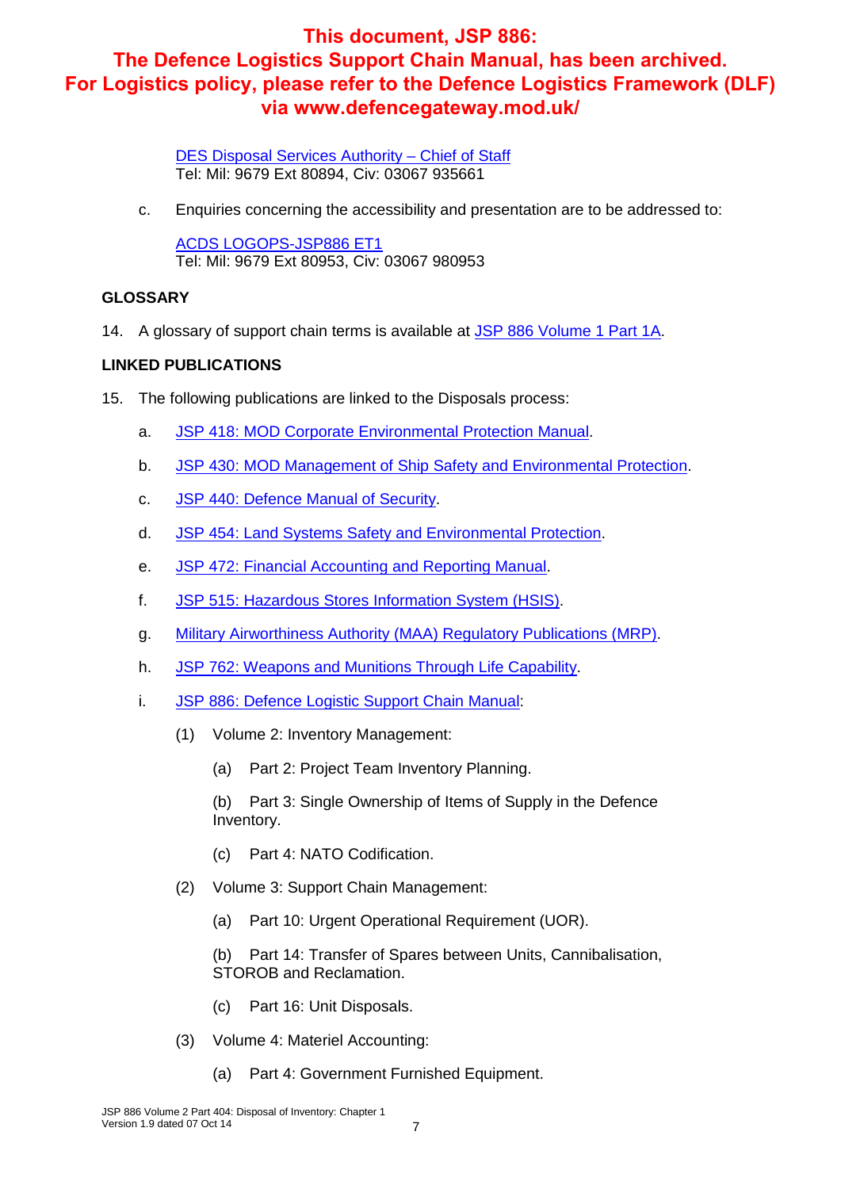**This document, JSP 886: The Defence Logistics Support Chain Manual, has been archived. For Logistics policy, please refer to the Defence Logistics Framework (DLF) via www.defencegateway.mod.uk/**

DES Disposal Services Authority – Chief of Staff
Tel: Mil: 9679 Ext 80894, Civ: 03067 935661

c. Enquiries concerning the accessibility and presentation are to be addressed to:

ACDS LOGOPS-JSP886 ET1
Tel: Mil: 9679 Ext 80953, Civ: 03067 980953

## GLOSSARY

14. A glossary of support chain terms is available at JSP 886 Volume 1 Part 1A.

## LINKED PUBLICATIONS

15. The following publications are linked to the Disposals process:

a. JSP 418: MOD Corporate Environmental Protection Manual.

b. JSP 430: MOD Management of Ship Safety and Environmental Protection.

c. JSP 440: Defence Manual of Security.

d. JSP 454: Land Systems Safety and Environmental Protection.

e. JSP 472: Financial Accounting and Reporting Manual.

f. JSP 515: Hazardous Stores Information System (HSIS).

g. Military Airworthiness Authority (MAA) Regulatory Publications (MRP).

h. JSP 762: Weapons and Munitions Through Life Capability.

i. JSP 886: Defence Logistic Support Chain Manual:

(1) Volume 2: Inventory Management:

(a) Part 2: Project Team Inventory Planning.

(b) Part 3: Single Ownership of Items of Supply in the Defence Inventory.

(c) Part 4: NATO Codification.

(2) Volume 3: Support Chain Management:

(a) Part 10: Urgent Operational Requirement (UOR).

(b) Part 14: Transfer of Spares between Units, Cannibalisation, STOROB and Reclamation.

(c) Part 16: Unit Disposals.

(3) Volume 4: Materiel Accounting:

(a) Part 4: Government Furnished Equipment.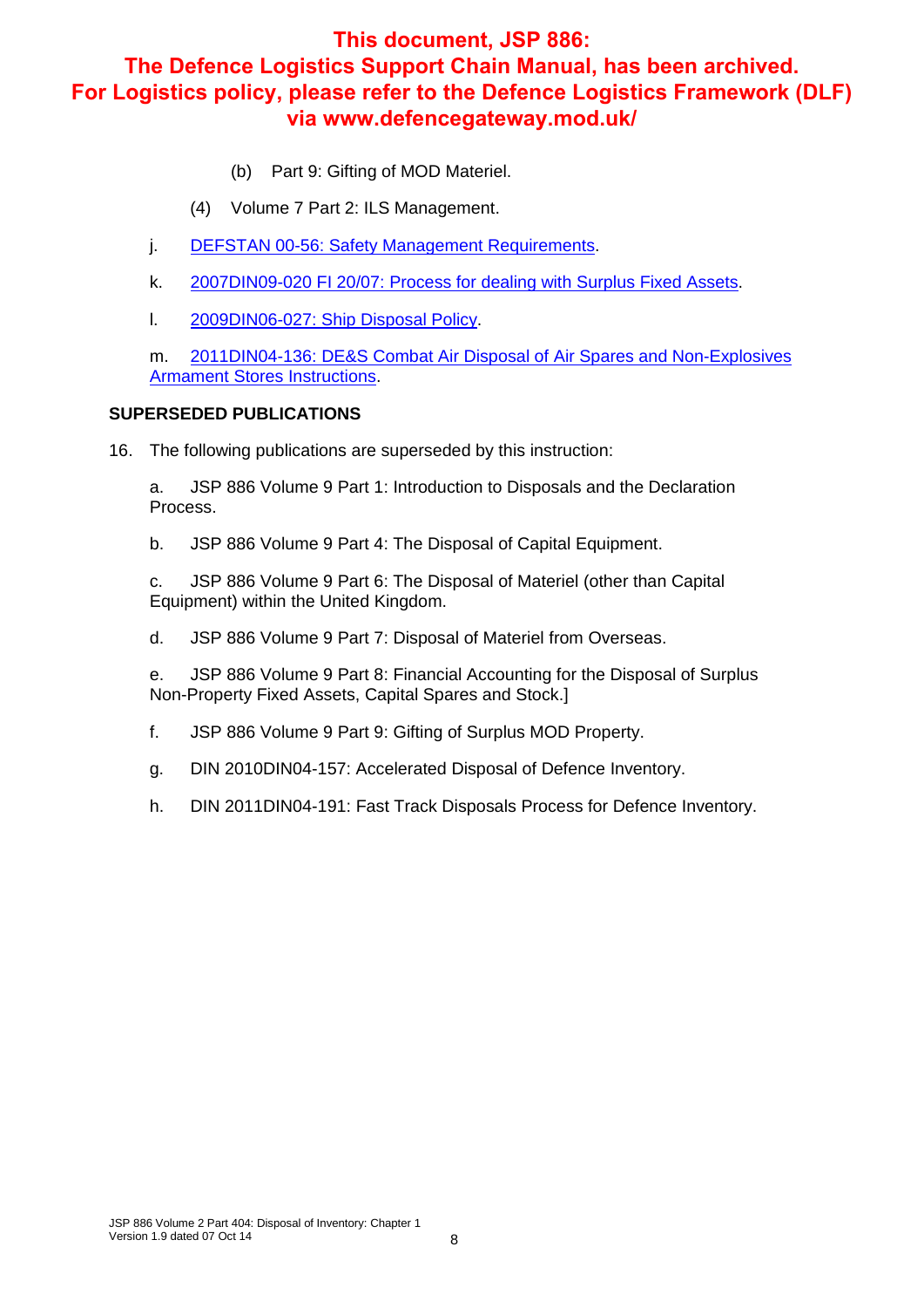**This document, JSP 886: The Defence Logistics Support Chain Manual, has been archived. For Logistics policy, please refer to the Defence Logistics Framework (DLF) via www.defencegateway.mod.uk/**

(b) Part 9: Gifting of MOD Materiel.

(4) Volume 7 Part 2: ILS Management.

j. DEFSTAN 00-56: Safety Management Requirements.

k. 2007DIN09-020 FI 20/07: Process for dealing with Surplus Fixed Assets.

l. 2009DIN06-027: Ship Disposal Policy.

m. 2011DIN04-136: DE&S Combat Air Disposal of Air Spares and Non-Explosives Armament Stores Instructions.

## SUPERSEDED PUBLICATIONS

16. The following publications are superseded by this instruction:

a. JSP 886 Volume 9 Part 1: Introduction to Disposals and the Declaration Process.

b. JSP 886 Volume 9 Part 4: The Disposal of Capital Equipment.

c. JSP 886 Volume 9 Part 6: The Disposal of Materiel (other than Capital Equipment) within the United Kingdom.

d. JSP 886 Volume 9 Part 7: Disposal of Materiel from Overseas.

e. JSP 886 Volume 9 Part 8: Financial Accounting for the Disposal of Surplus Non-Property Fixed Assets, Capital Spares and Stock.]

f. JSP 886 Volume 9 Part 9: Gifting of Surplus MOD Property.

g. DIN 2010DIN04-157: Accelerated Disposal of Defence Inventory.

h. DIN 2011DIN04-191: Fast Track Disposals Process for Defence Inventory.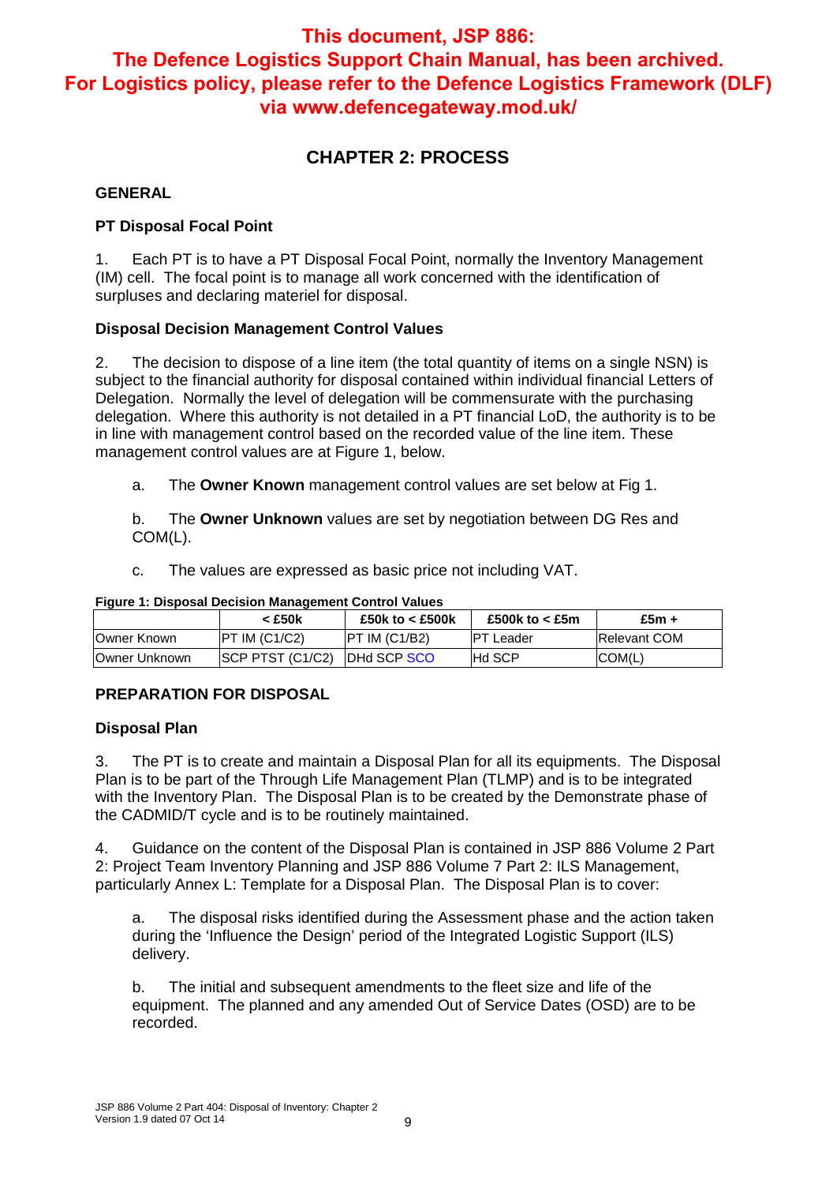**This document, JSP 886: The Defence Logistics Support Chain Manual, has been archived. For Logistics policy, please refer to the Defence Logistics Framework (DLF) via www.defencegateway.mod.uk/**

## CHAPTER 2: PROCESS

### GENERAL

#### PT Disposal Focal Point

1. Each PT is to have a PT Disposal Focal Point, normally the Inventory Management (IM) cell. The focal point is to manage all work concerned with the identification of surpluses and declaring materiel for disposal.

#### Disposal Decision Management Control Values

2. The decision to dispose of a line item (the total quantity of items on a single NSN) is subject to the financial authority for disposal contained within individual financial Letters of Delegation. Normally the level of delegation will be commensurate with the purchasing delegation. Where this authority is not detailed in a PT financial LoD, the authority is to be in line with management control based on the recorded value of the line item. These management control values are at Figure 1, below.

   a. The **Owner Known** management control values are set below at Fig 1.

   b. The **Owner Unknown** values are set by negotiation between DG Res and COM(L).

   c. The values are expressed as basic price not including VAT.

**Figure 1: Disposal Decision Management Control Values**

| | < £50k | £50k to < £500k | £500k to < £5m | £5m + |
|---|---|---|---|---|
| Owner Known | PT IM (C1/C2) | PT IM (C1/B2) | PT Leader | Relevant COM |
| Owner Unknown | SCP PTST (C1/C2) | DHd SCP SCO | Hd SCP | COM(L) |

### PREPARATION FOR DISPOSAL

#### Disposal Plan

3. The PT is to create and maintain a Disposal Plan for all its equipments. The Disposal Plan is to be part of the Through Life Management Plan (TLMP) and is to be integrated with the Inventory Plan. The Disposal Plan is to be created by the Demonstrate phase of the CADMID/T cycle and is to be routinely maintained.

4. Guidance on the content of the Disposal Plan is contained in JSP 886 Volume 2 Part 2: Project Team Inventory Planning and JSP 886 Volume 7 Part 2: ILS Management, particularly Annex L: Template for a Disposal Plan. The Disposal Plan is to cover:

   a. The disposal risks identified during the Assessment phase and the action taken during the 'Influence the Design' period of the Integrated Logistic Support (ILS) delivery.

   b. The initial and subsequent amendments to the fleet size and life of the equipment. The planned and any amended Out of Service Dates (OSD) are to be recorded.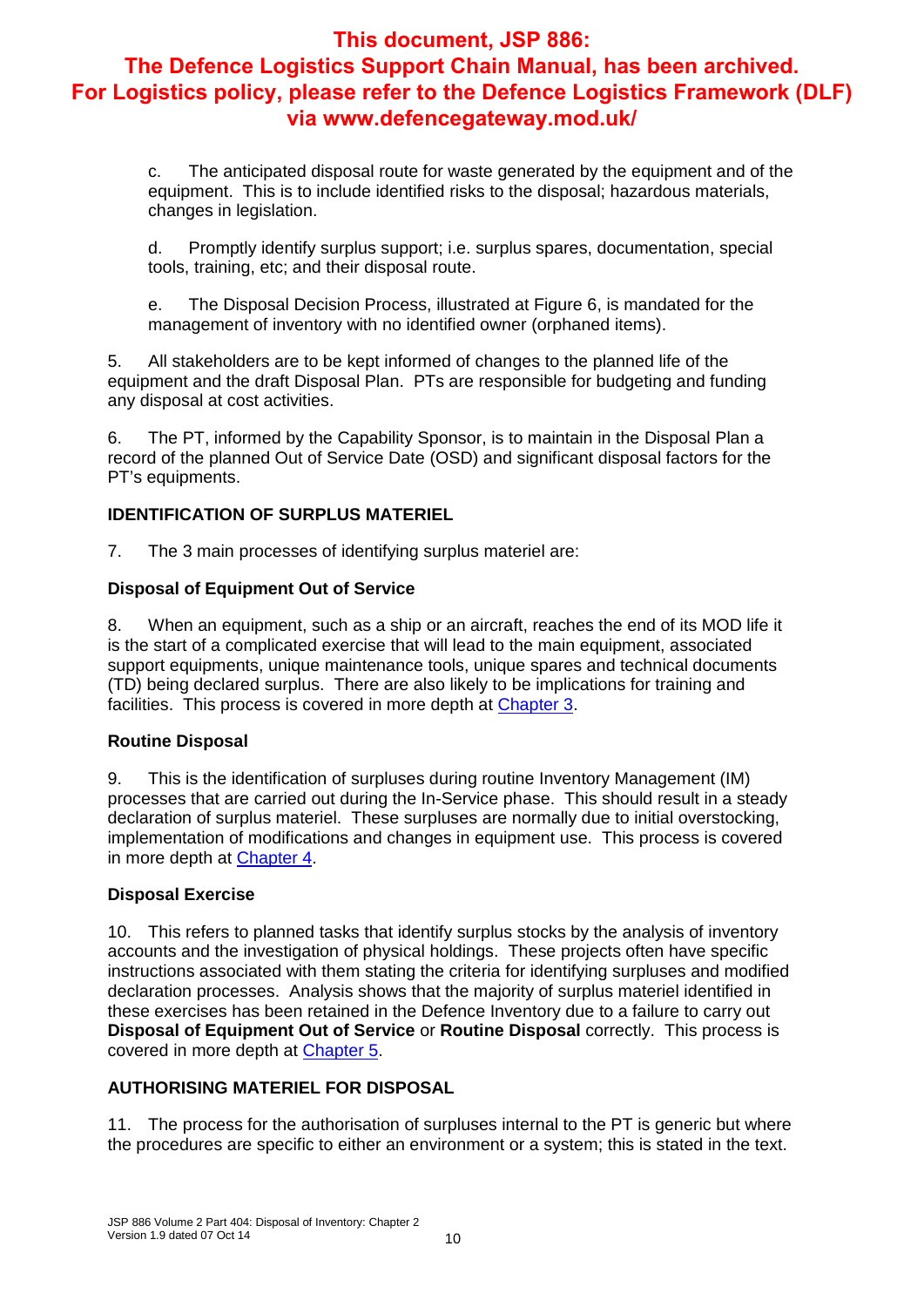**This document, JSP 886: The Defence Logistics Support Chain Manual, has been archived. For Logistics policy, please refer to the Defence Logistics Framework (DLF) via www.defencegateway.mod.uk/**

c. The anticipated disposal route for waste generated by the equipment and of the equipment. This is to include identified risks to the disposal; hazardous materials, changes in legislation.

d. Promptly identify surplus support; i.e. surplus spares, documentation, special tools, training, etc; and their disposal route.

e. The Disposal Decision Process, illustrated at Figure 6, is mandated for the management of inventory with no identified owner (orphaned items).

5. All stakeholders are to be kept informed of changes to the planned life of the equipment and the draft Disposal Plan. PTs are responsible for budgeting and funding any disposal at cost activities.

6. The PT, informed by the Capability Sponsor, is to maintain in the Disposal Plan a record of the planned Out of Service Date (OSD) and significant disposal factors for the PT's equipments.

## IDENTIFICATION OF SURPLUS MATERIEL

7. The 3 main processes of identifying surplus materiel are:

### Disposal of Equipment Out of Service

8. When an equipment, such as a ship or an aircraft, reaches the end of its MOD life it is the start of a complicated exercise that will lead to the main equipment, associated support equipments, unique maintenance tools, unique spares and technical documents (TD) being declared surplus. There are also likely to be implications for training and facilities. This process is covered in more depth at Chapter 3.

### Routine Disposal

9. This is the identification of surpluses during routine Inventory Management (IM) processes that are carried out during the In-Service phase. This should result in a steady declaration of surplus materiel. These surpluses are normally due to initial overstocking, implementation of modifications and changes in equipment use. This process is covered in more depth at Chapter 4.

### Disposal Exercise

10. This refers to planned tasks that identify surplus stocks by the analysis of inventory accounts and the investigation of physical holdings. These projects often have specific instructions associated with them stating the criteria for identifying surpluses and modified declaration processes. Analysis shows that the majority of surplus materiel identified in these exercises has been retained in the Defence Inventory due to a failure to carry out **Disposal of Equipment Out of Service** or **Routine Disposal** correctly. This process is covered in more depth at Chapter 5.

## AUTHORISING MATERIEL FOR DISPOSAL

11. The process for the authorisation of surpluses internal to the PT is generic but where the procedures are specific to either an environment or a system; this is stated in the text.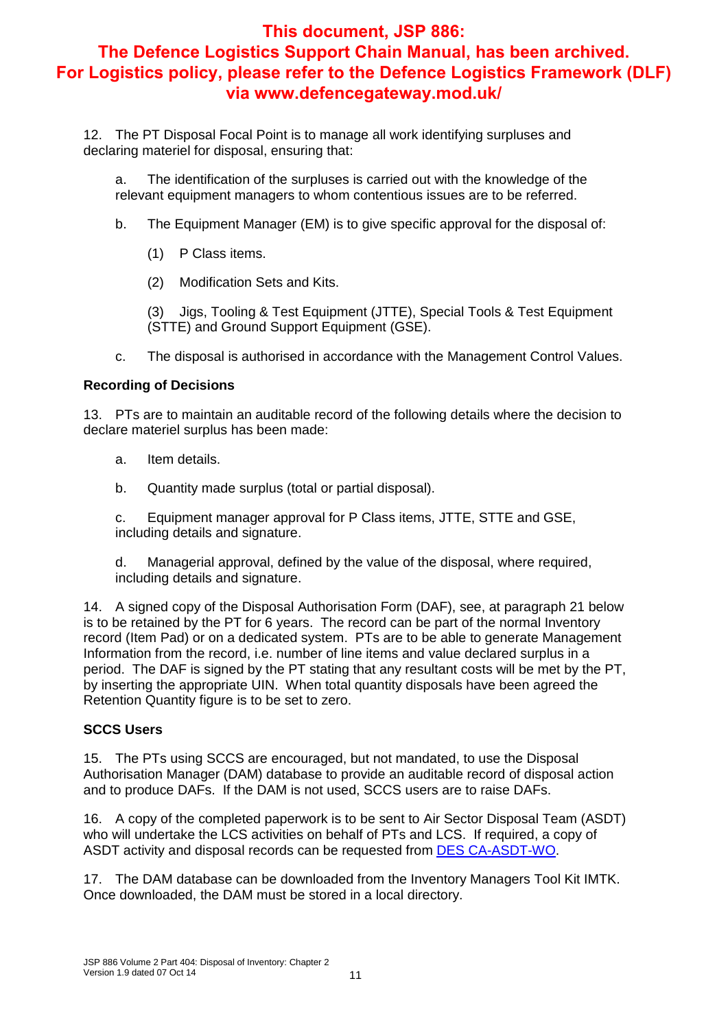**This document, JSP 886: The Defence Logistics Support Chain Manual, has been archived. For Logistics policy, please refer to the Defence Logistics Framework (DLF) via www.defencegateway.mod.uk/**

12. The PT Disposal Focal Point is to manage all work identifying surpluses and declaring materiel for disposal, ensuring that:

a. The identification of the surpluses is carried out with the knowledge of the relevant equipment managers to whom contentious issues are to be referred.

b. The Equipment Manager (EM) is to give specific approval for the disposal of:

(1) P Class items.

(2) Modification Sets and Kits.

(3) Jigs, Tooling & Test Equipment (JTTE), Special Tools & Test Equipment (STTE) and Ground Support Equipment (GSE).

c. The disposal is authorised in accordance with the Management Control Values.

**Recording of Decisions**

13. PTs are to maintain an auditable record of the following details where the decision to declare materiel surplus has been made:

a. Item details.

b. Quantity made surplus (total or partial disposal).

c. Equipment manager approval for P Class items, JTTE, STTE and GSE, including details and signature.

d. Managerial approval, defined by the value of the disposal, where required, including details and signature.

14. A signed copy of the Disposal Authorisation Form (DAF), see, at paragraph 21 below is to be retained by the PT for 6 years. The record can be part of the normal Inventory record (Item Pad) or on a dedicated system. PTs are to be able to generate Management Information from the record, i.e. number of line items and value declared surplus in a period. The DAF is signed by the PT stating that any resultant costs will be met by the PT, by inserting the appropriate UIN. When total quantity disposals have been agreed the Retention Quantity figure is to be set to zero.

**SCCS Users**

15. The PTs using SCCS are encouraged, but not mandated, to use the Disposal Authorisation Manager (DAM) database to provide an auditable record of disposal action and to produce DAFs. If the DAM is not used, SCCS users are to raise DAFs.

16. A copy of the completed paperwork is to be sent to Air Sector Disposal Team (ASDT) who will undertake the LCS activities on behalf of PTs and LCS. If required, a copy of ASDT activity and disposal records can be requested from DES CA-ASDT-WO.

17. The DAM database can be downloaded from the Inventory Managers Tool Kit IMTK. Once downloaded, the DAM must be stored in a local directory.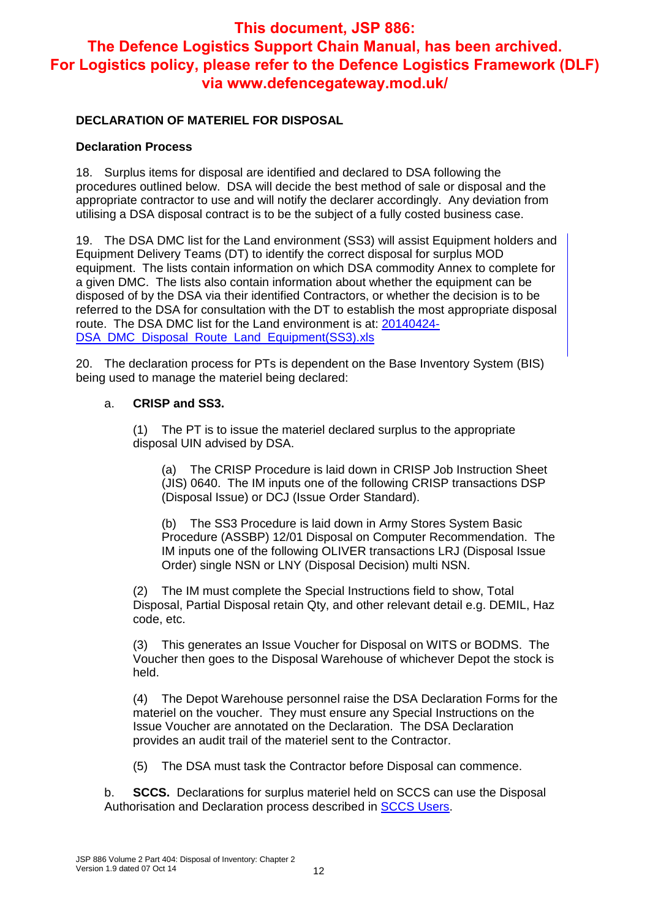**This document, JSP 886: The Defence Logistics Support Chain Manual, has been archived. For Logistics policy, please refer to the Defence Logistics Framework (DLF) via www.defencegateway.mod.uk/**

## DECLARATION OF MATERIEL FOR DISPOSAL

### Declaration Process

18. Surplus items for disposal are identified and declared to DSA following the procedures outlined below. DSA will decide the best method of sale or disposal and the appropriate contractor to use and will notify the declarer accordingly. Any deviation from utilising a DSA disposal contract is to be the subject of a fully costed business case.

19. The DSA DMC list for the Land environment (SS3) will assist Equipment holders and Equipment Delivery Teams (DT) to identify the correct disposal for surplus MOD equipment. The lists contain information on which DSA commodity Annex to complete for a given DMC. The lists also contain information about whether the equipment can be disposed of by the DSA via their identified Contractors, or whether the decision is to be referred to the DSA for consultation with the DT to establish the most appropriate disposal route. The DSA DMC list for the Land environment is at: 20140424-DSA_DMC_Disposal_Route_Land_Equipment(SS3).xls

20. The declaration process for PTs is dependent on the Base Inventory System (BIS) being used to manage the materiel being declared:

a. **CRISP and SS3.**

(1) The PT is to issue the materiel declared surplus to the appropriate disposal UIN advised by DSA.

(a) The CRISP Procedure is laid down in CRISP Job Instruction Sheet (JIS) 0640. The IM inputs one of the following CRISP transactions DSP (Disposal Issue) or DCJ (Issue Order Standard).

(b) The SS3 Procedure is laid down in Army Stores System Basic Procedure (ASSBP) 12/01 Disposal on Computer Recommendation. The IM inputs one of the following OLIVER transactions LRJ (Disposal Issue Order) single NSN or LNY (Disposal Decision) multi NSN.

(2) The IM must complete the Special Instructions field to show, Total Disposal, Partial Disposal retain Qty, and other relevant detail e.g. DEMIL, Haz code, etc.

(3) This generates an Issue Voucher for Disposal on WITS or BODMS. The Voucher then goes to the Disposal Warehouse of whichever Depot the stock is held.

(4) The Depot Warehouse personnel raise the DSA Declaration Forms for the materiel on the voucher. They must ensure any Special Instructions on the Issue Voucher are annotated on the Declaration. The DSA Declaration provides an audit trail of the materiel sent to the Contractor.

(5) The DSA must task the Contractor before Disposal can commence.

b. **SCCS.** Declarations for surplus materiel held on SCCS can use the Disposal Authorisation and Declaration process described in SCCS Users.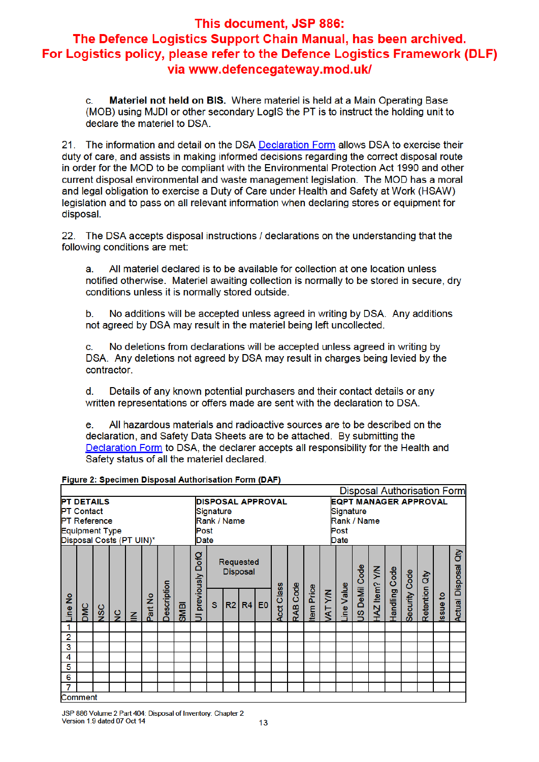**This document, JSP 886: The Defence Logistics Support Chain Manual, has been archived. For Logistics policy, please refer to the Defence Logistics Framework (DLF) via www.defencegateway.mod.uk/**

c. **Materiel not held on BIS.** Where materiel is held at a Main Operating Base (MOB) using MJDI or other secondary LogIS the PT is to instruct the holding unit to declare the materiel to DSA.

21. The information and detail on the DSA Declaration Form allows DSA to exercise their duty of care, and assists in making informed decisions regarding the correct disposal route in order for the MOD to be compliant with the Environmental Protection Act 1990 and other current disposal environmental and waste management legislation. The MOD has a moral and legal obligation to exercise a Duty of Care under Health and Safety at Work (HSAW) legislation and to pass on all relevant information when declaring stores or equipment for disposal.

22. The DSA accepts disposal instructions / declarations on the understanding that the following conditions are met:

a. All materiel declared is to be available for collection at one location unless notified otherwise. Materiel awaiting collection is normally to be stored in secure, dry conditions unless it is normally stored outside.

b. No additions will be accepted unless agreed in writing by DSA. Any additions not agreed by DSA may result in the materiel being left uncollected.

c. No deletions from declarations will be accepted unless agreed in writing by DSA. Any deletions not agreed by DSA may result in charges being levied by the contractor.

d. Details of any known potential purchasers and their contact details or any written representations or offers made are sent with the declaration to DSA.

e. All hazardous materials and radioactive sources are to be described on the declaration, and Safety Data Sheets are to be attached. By submitting the Declaration Form to DSA, the declarer accepts all responsibility for the Health and Safety status of all the materiel declared.

**Figure 2: Specimen Disposal Authorisation Form (DAF)**

Disposal Authorisation Form

| **PT DETAILS** | **DISPOSAL APPROVAL** | **EQPT MANAGER APPROVAL** |
|---|---|---|
| PT Contact | Signature | Signature |
| PT Reference | Rank / Name | Rank / Name |
| Equipment Type | Post | Post |
| Disposal Costs (PT UIN)* | Date | Date |

| Line No | DMC | NSC | NC | IIN | Part No | Description | SMBI | UI previously DofQ | Requested Disposal | | | | Acct Class | RAB Code | Item Price | VAT Y/N | Line Value | US DeMil Code | HAZ Item? Y/N | Handling Code | Security Code | Retention Qty | Issue to | Actual Disposal Qty |
|---|---|---|---|---|---|---|---|---|---|---|---|---|---|---|---|---|---|---|---|---|---|---|---|---|
| | | | | | | | | | S | R2 | R4 | E0 | | | | | | | | | | | | |
| 1 | | | | | | | | | | | | | | | | | | | | | | | | |
| 2 | | | | | | | | | | | | | | | | | | | | | | | | |
| 3 | | | | | | | | | | | | | | | | | | | | | | | | |
| 4 | | | | | | | | | | | | | | | | | | | | | | | | |
| 5 | | | | | | | | | | | | | | | | | | | | | | | | |
| 6 | | | | | | | | | | | | | | | | | | | | | | | | |
| 7 | | | | | | | | | | | | | | | | | | | | | | | | |

Comment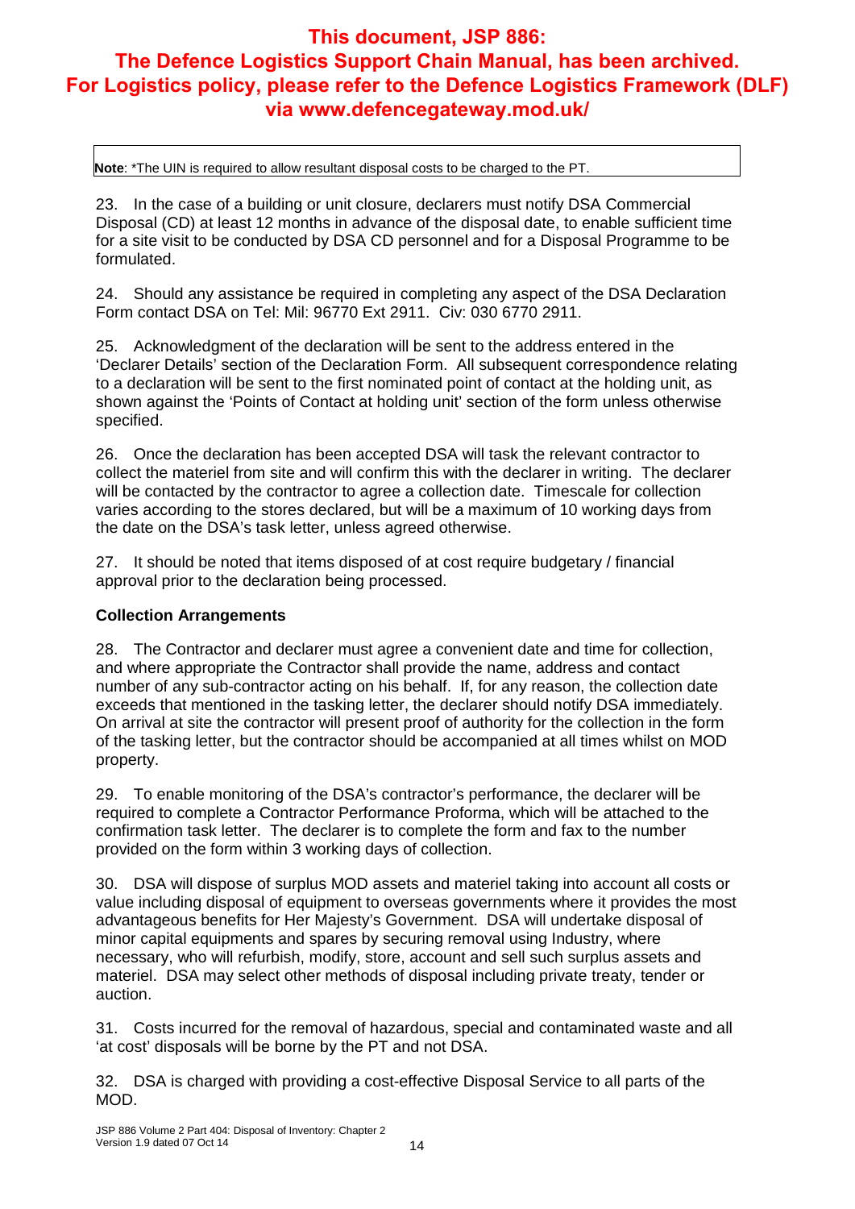**This document, JSP 886: The Defence Logistics Support Chain Manual, has been archived. For Logistics policy, please refer to the Defence Logistics Framework (DLF) via www.defencegateway.mod.uk/**

**Note**: *The UIN is required to allow resultant disposal costs to be charged to the PT.

23. In the case of a building or unit closure, declarers must notify DSA Commercial Disposal (CD) at least 12 months in advance of the disposal date, to enable sufficient time for a site visit to be conducted by DSA CD personnel and for a Disposal Programme to be formulated.

24. Should any assistance be required in completing any aspect of the DSA Declaration Form contact DSA on Tel: Mil: 96770 Ext 2911. Civ: 030 6770 2911.

25. Acknowledgment of the declaration will be sent to the address entered in the 'Declarer Details' section of the Declaration Form. All subsequent correspondence relating to a declaration will be sent to the first nominated point of contact at the holding unit, as shown against the 'Points of Contact at holding unit' section of the form unless otherwise specified.

26. Once the declaration has been accepted DSA will task the relevant contractor to collect the materiel from site and will confirm this with the declarer in writing. The declarer will be contacted by the contractor to agree a collection date. Timescale for collection varies according to the stores declared, but will be a maximum of 10 working days from the date on the DSA's task letter, unless agreed otherwise.

27. It should be noted that items disposed of at cost require budgetary / financial approval prior to the declaration being processed.

**Collection Arrangements**

28. The Contractor and declarer must agree a convenient date and time for collection, and where appropriate the Contractor shall provide the name, address and contact number of any sub-contractor acting on his behalf. If, for any reason, the collection date exceeds that mentioned in the tasking letter, the declarer should notify DSA immediately. On arrival at site the contractor will present proof of authority for the collection in the form of the tasking letter, but the contractor should be accompanied at all times whilst on MOD property.

29. To enable monitoring of the DSA's contractor's performance, the declarer will be required to complete a Contractor Performance Proforma, which will be attached to the confirmation task letter. The declarer is to complete the form and fax to the number provided on the form within 3 working days of collection.

30. DSA will dispose of surplus MOD assets and materiel taking into account all costs or value including disposal of equipment to overseas governments where it provides the most advantageous benefits for Her Majesty's Government. DSA will undertake disposal of minor capital equipments and spares by securing removal using Industry, where necessary, who will refurbish, modify, store, account and sell such surplus assets and materiel. DSA may select other methods of disposal including private treaty, tender or auction.

31. Costs incurred for the removal of hazardous, special and contaminated waste and all 'at cost' disposals will be borne by the PT and not DSA.

32. DSA is charged with providing a cost-effective Disposal Service to all parts of the MOD.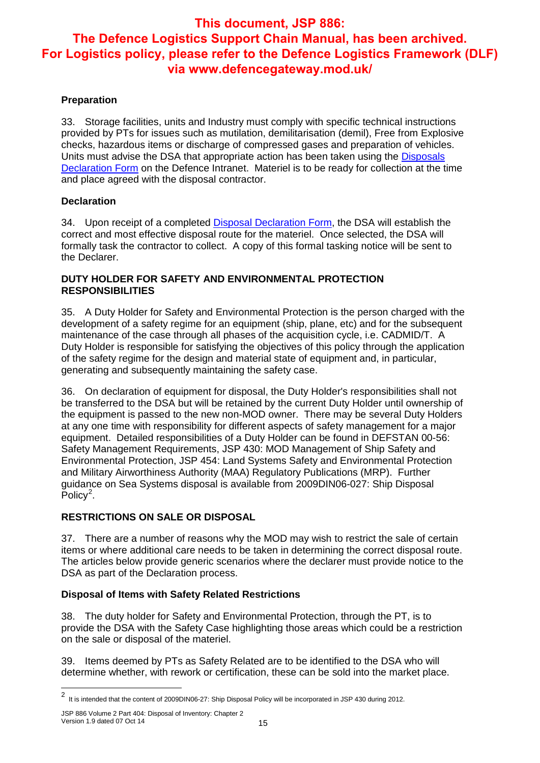**This document, JSP 886: The Defence Logistics Support Chain Manual, has been archived. For Logistics policy, please refer to the Defence Logistics Framework (DLF) via www.defencegateway.mod.uk/**

### Preparation

33. Storage facilities, units and Industry must comply with specific technical instructions provided by PTs for issues such as mutilation, demilitarisation (demil), Free from Explosive checks, hazardous items or discharge of compressed gases and preparation of vehicles. Units must advise the DSA that appropriate action has been taken using the Disposals Declaration Form on the Defence Intranet. Materiel is to be ready for collection at the time and place agreed with the disposal contractor.

### Declaration

34. Upon receipt of a completed Disposal Declaration Form, the DSA will establish the correct and most effective disposal route for the materiel. Once selected, the DSA will formally task the contractor to collect. A copy of this formal tasking notice will be sent to the Declarer.

## DUTY HOLDER FOR SAFETY AND ENVIRONMENTAL PROTECTION RESPONSIBILITIES

35. A Duty Holder for Safety and Environmental Protection is the person charged with the development of a safety regime for an equipment (ship, plane, etc) and for the subsequent maintenance of the case through all phases of the acquisition cycle, i.e. CADMID/T. A Duty Holder is responsible for satisfying the objectives of this policy through the application of the safety regime for the design and material state of equipment and, in particular, generating and subsequently maintaining the safety case.

36. On declaration of equipment for disposal, the Duty Holder's responsibilities shall not be transferred to the DSA but will be retained by the current Duty Holder until ownership of the equipment is passed to the new non-MOD owner. There may be several Duty Holders at any one time with responsibility for different aspects of safety management for a major equipment. Detailed responsibilities of a Duty Holder can be found in DEFSTAN 00-56: Safety Management Requirements, JSP 430: MOD Management of Ship Safety and Environmental Protection, JSP 454: Land Systems Safety and Environmental Protection and Military Airworthiness Authority (MAA) Regulatory Publications (MRP). Further guidance on Sea Systems disposal is available from 2009DIN06-027: Ship Disposal Policy[2].

## RESTRICTIONS ON SALE OR DISPOSAL

37. There are a number of reasons why the MOD may wish to restrict the sale of certain items or where additional care needs to be taken in determining the correct disposal route. The articles below provide generic scenarios where the declarer must provide notice to the DSA as part of the Declaration process.

### Disposal of Items with Safety Related Restrictions

38. The duty holder for Safety and Environmental Protection, through the PT, is to provide the DSA with the Safety Case highlighting those areas which could be a restriction on the sale or disposal of the materiel.

39. Items deemed by PTs as Safety Related are to be identified to the DSA who will determine whether, with rework or certification, these can be sold into the market place.

---

[2] It is intended that the content of 2009DIN06-27: Ship Disposal Policy will be incorporated in JSP 430 during 2012.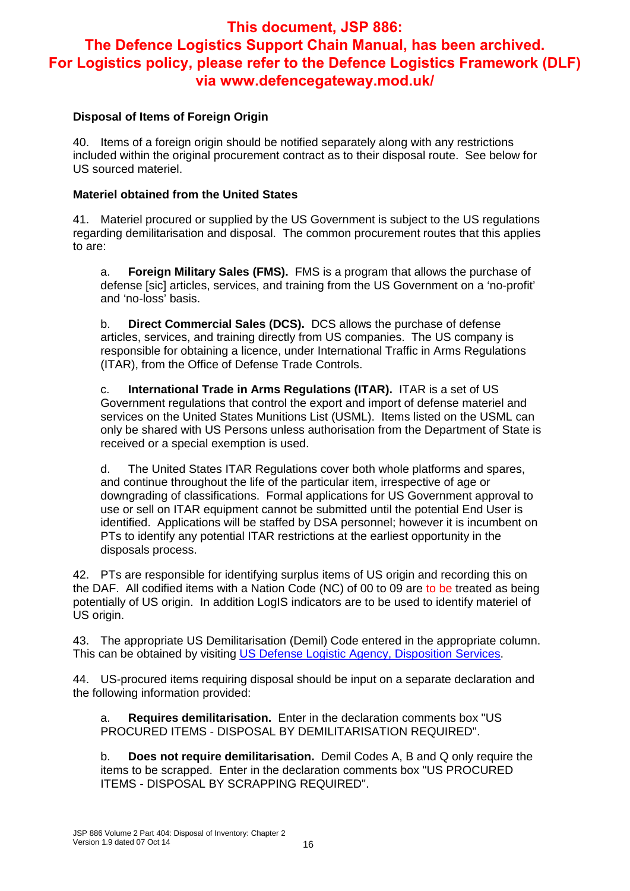**This document, JSP 886: The Defence Logistics Support Chain Manual, has been archived. For Logistics policy, please refer to the Defence Logistics Framework (DLF) via www.defencegateway.mod.uk/**

**Disposal of Items of Foreign Origin**

40. Items of a foreign origin should be notified separately along with any restrictions included within the original procurement contract as to their disposal route. See below for US sourced materiel.

**Materiel obtained from the United States**

41. Materiel procured or supplied by the US Government is subject to the US regulations regarding demilitarisation and disposal. The common procurement routes that this applies to are:

a. **Foreign Military Sales (FMS).** FMS is a program that allows the purchase of defense [sic] articles, services, and training from the US Government on a 'no-profit' and 'no-loss' basis.

b. **Direct Commercial Sales (DCS).** DCS allows the purchase of defense articles, services, and training directly from US companies. The US company is responsible for obtaining a licence, under International Traffic in Arms Regulations (ITAR), from the Office of Defense Trade Controls.

c. **International Trade in Arms Regulations (ITAR).** ITAR is a set of US Government regulations that control the export and import of defense materiel and services on the United States Munitions List (USML). Items listed on the USML can only be shared with US Persons unless authorisation from the Department of State is received or a special exemption is used.

d. The United States ITAR Regulations cover both whole platforms and spares, and continue throughout the life of the particular item, irrespective of age or downgrading of classifications. Formal applications for US Government approval to use or sell on ITAR equipment cannot be submitted until the potential End User is identified. Applications will be staffed by DSA personnel; however it is incumbent on PTs to identify any potential ITAR restrictions at the earliest opportunity in the disposals process.

42. PTs are responsible for identifying surplus items of US origin and recording this on the DAF. All codified items with a Nation Code (NC) of 00 to 09 are to be treated as being potentially of US origin. In addition LogIS indicators are to be used to identify materiel of US origin.

43. The appropriate US Demilitarisation (Demil) Code entered in the appropriate column. This can be obtained by visiting US Defense Logistic Agency, Disposition Services.

44. US-procured items requiring disposal should be input on a separate declaration and the following information provided:

a. **Requires demilitarisation.** Enter in the declaration comments box "US PROCURED ITEMS - DISPOSAL BY DEMILITARISATION REQUIRED".

b. **Does not require demilitarisation.** Demil Codes A, B and Q only require the items to be scrapped. Enter in the declaration comments box "US PROCURED ITEMS - DISPOSAL BY SCRAPPING REQUIRED".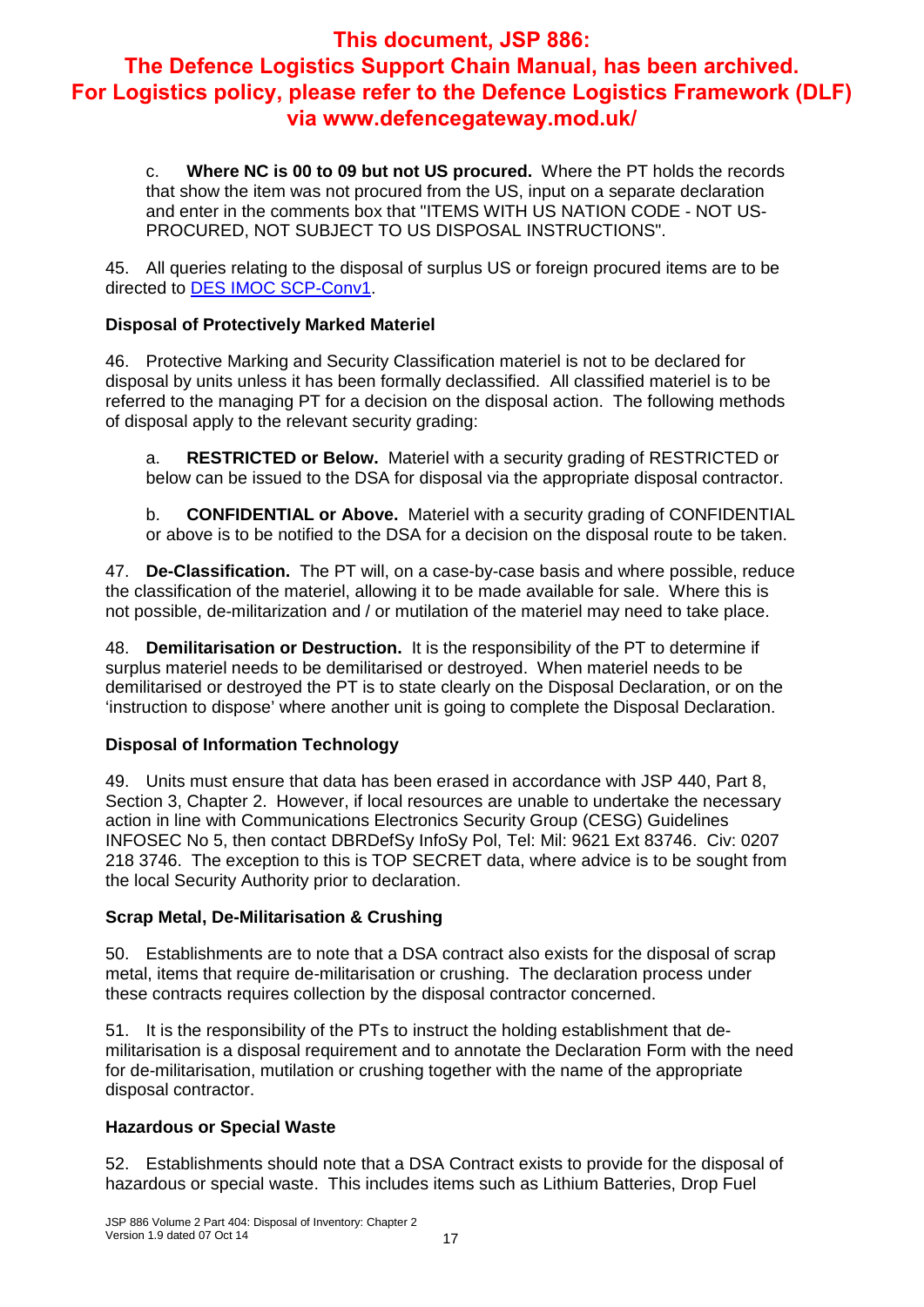**This document, JSP 886: The Defence Logistics Support Chain Manual, has been archived. For Logistics policy, please refer to the Defence Logistics Framework (DLF) via www.defencegateway.mod.uk/**

c. **Where NC is 00 to 09 but not US procured.** Where the PT holds the records that show the item was not procured from the US, input on a separate declaration and enter in the comments box that "ITEMS WITH US NATION CODE - NOT US-PROCURED, NOT SUBJECT TO US DISPOSAL INSTRUCTIONS".

45. All queries relating to the disposal of surplus US or foreign procured items are to be directed to DES IMOC SCP-Conv1.

**Disposal of Protectively Marked Materiel**

46. Protective Marking and Security Classification materiel is not to be declared for disposal by units unless it has been formally declassified. All classified materiel is to be referred to the managing PT for a decision on the disposal action. The following methods of disposal apply to the relevant security grading:

a. **RESTRICTED or Below.** Materiel with a security grading of RESTRICTED or below can be issued to the DSA for disposal via the appropriate disposal contractor.

b. **CONFIDENTIAL or Above.** Materiel with a security grading of CONFIDENTIAL or above is to be notified to the DSA for a decision on the disposal route to be taken.

47. **De-Classification.** The PT will, on a case-by-case basis and where possible, reduce the classification of the materiel, allowing it to be made available for sale. Where this is not possible, de-militarization and / or mutilation of the materiel may need to take place.

48. **Demilitarisation or Destruction.** It is the responsibility of the PT to determine if surplus materiel needs to be demilitarised or destroyed. When materiel needs to be demilitarised or destroyed the PT is to state clearly on the Disposal Declaration, or on the 'instruction to dispose' where another unit is going to complete the Disposal Declaration.

**Disposal of Information Technology**

49. Units must ensure that data has been erased in accordance with JSP 440, Part 8, Section 3, Chapter 2. However, if local resources are unable to undertake the necessary action in line with Communications Electronics Security Group (CESG) Guidelines INFOSEC No 5, then contact DBRDefSy InfoSy Pol, Tel: Mil: 9621 Ext 83746. Civ: 0207 218 3746. The exception to this is TOP SECRET data, where advice is to be sought from the local Security Authority prior to declaration.

**Scrap Metal, De-Militarisation & Crushing**

50. Establishments are to note that a DSA contract also exists for the disposal of scrap metal, items that require de-militarisation or crushing. The declaration process under these contracts requires collection by the disposal contractor concerned.

51. It is the responsibility of the PTs to instruct the holding establishment that de-militarisation is a disposal requirement and to annotate the Declaration Form with the need for de-militarisation, mutilation or crushing together with the name of the appropriate disposal contractor.

**Hazardous or Special Waste**

52. Establishments should note that a DSA Contract exists to provide for the disposal of hazardous or special waste. This includes items such as Lithium Batteries, Drop Fuel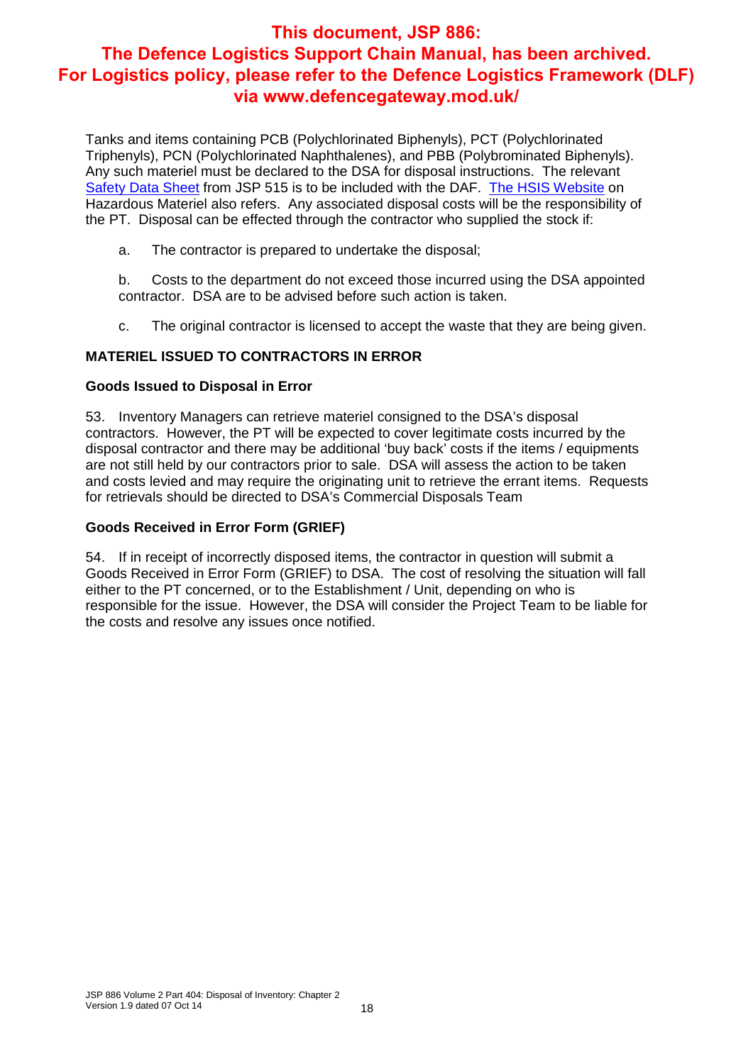**This document, JSP 886: The Defence Logistics Support Chain Manual, has been archived. For Logistics policy, please refer to the Defence Logistics Framework (DLF) via www.defencegateway.mod.uk/**

Tanks and items containing PCB (Polychlorinated Biphenyls), PCT (Polychlorinated Triphenyls), PCN (Polychlorinated Naphthalenes), and PBB (Polybrominated Biphenyls). Any such materiel must be declared to the DSA for disposal instructions. The relevant Safety Data Sheet from JSP 515 is to be included with the DAF. The HSIS Website on Hazardous Materiel also refers. Any associated disposal costs will be the responsibility of the PT. Disposal can be effected through the contractor who supplied the stock if:

a. The contractor is prepared to undertake the disposal;

b. Costs to the department do not exceed those incurred using the DSA appointed contractor. DSA are to be advised before such action is taken.

c. The original contractor is licensed to accept the waste that they are being given.

## MATERIEL ISSUED TO CONTRACTORS IN ERROR

### Goods Issued to Disposal in Error

53. Inventory Managers can retrieve materiel consigned to the DSA's disposal contractors. However, the PT will be expected to cover legitimate costs incurred by the disposal contractor and there may be additional 'buy back' costs if the items / equipments are not still held by our contractors prior to sale. DSA will assess the action to be taken and costs levied and may require the originating unit to retrieve the errant items. Requests for retrievals should be directed to DSA's Commercial Disposals Team

### Goods Received in Error Form (GRIEF)

54. If in receipt of incorrectly disposed items, the contractor in question will submit a Goods Received in Error Form (GRIEF) to DSA. The cost of resolving the situation will fall either to the PT concerned, or to the Establishment / Unit, depending on who is responsible for the issue. However, the DSA will consider the Project Team to be liable for the costs and resolve any issues once notified.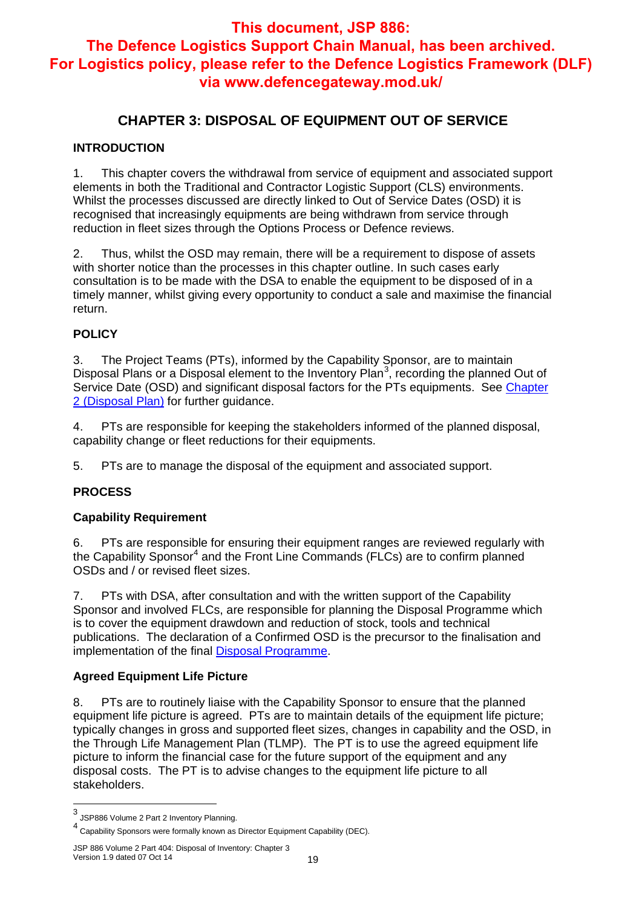**This document, JSP 886: The Defence Logistics Support Chain Manual, has been archived. For Logistics policy, please refer to the Defence Logistics Framework (DLF) via www.defencegateway.mod.uk/**

# CHAPTER 3: DISPOSAL OF EQUIPMENT OUT OF SERVICE

## INTRODUCTION

1. This chapter covers the withdrawal from service of equipment and associated support elements in both the Traditional and Contractor Logistic Support (CLS) environments. Whilst the processes discussed are directly linked to Out of Service Dates (OSD) it is recognised that increasingly equipments are being withdrawn from service through reduction in fleet sizes through the Options Process or Defence reviews.

2. Thus, whilst the OSD may remain, there will be a requirement to dispose of assets with shorter notice than the processes in this chapter outline. In such cases early consultation is to be made with the DSA to enable the equipment to be disposed of in a timely manner, whilst giving every opportunity to conduct a sale and maximise the financial return.

## POLICY

3. The Project Teams (PTs), informed by the Capability Sponsor, are to maintain Disposal Plans or a Disposal element to the Inventory Plan[3], recording the planned Out of Service Date (OSD) and significant disposal factors for the PTs equipments. See Chapter 2 (Disposal Plan) for further guidance.

4. PTs are responsible for keeping the stakeholders informed of the planned disposal, capability change or fleet reductions for their equipments.

5. PTs are to manage the disposal of the equipment and associated support.

## PROCESS

### Capability Requirement

6. PTs are responsible for ensuring their equipment ranges are reviewed regularly with the Capability Sponsor[4] and the Front Line Commands (FLCs) are to confirm planned OSDs and / or revised fleet sizes.

7. PTs with DSA, after consultation and with the written support of the Capability Sponsor and involved FLCs, are responsible for planning the Disposal Programme which is to cover the equipment drawdown and reduction of stock, tools and technical publications. The declaration of a Confirmed OSD is the precursor to the finalisation and implementation of the final Disposal Programme.

### Agreed Equipment Life Picture

8. PTs are to routinely liaise with the Capability Sponsor to ensure that the planned equipment life picture is agreed. PTs are to maintain details of the equipment life picture; typically changes in gross and supported fleet sizes, changes in capability and the OSD, in the Through Life Management Plan (TLMP). The PT is to use the agreed equipment life picture to inform the financial case for the future support of the equipment and any disposal costs. The PT is to advise changes to the equipment life picture to all stakeholders.

---

[3] JSP886 Volume 2 Part 2 Inventory Planning.

[4] Capability Sponsors were formally known as Director Equipment Capability (DEC).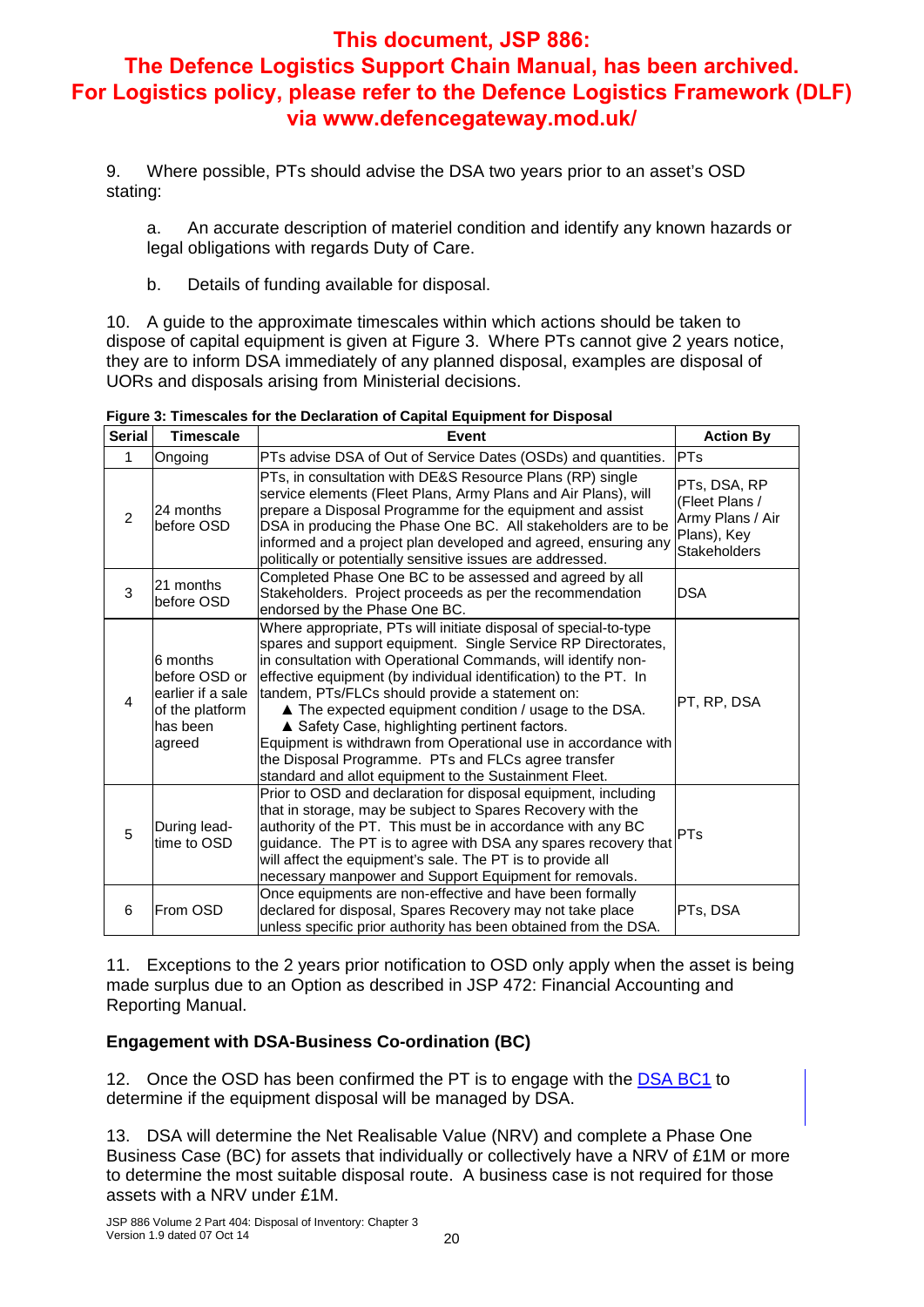**This document, JSP 886: The Defence Logistics Support Chain Manual, has been archived. For Logistics policy, please refer to the Defence Logistics Framework (DLF) via www.defencegateway.mod.uk/**

9. Where possible, PTs should advise the DSA two years prior to an asset's OSD stating:

a. An accurate description of materiel condition and identify any known hazards or legal obligations with regards Duty of Care.

b. Details of funding available for disposal.

10. A guide to the approximate timescales within which actions should be taken to dispose of capital equipment is given at Figure 3. Where PTs cannot give 2 years notice, they are to inform DSA immediately of any planned disposal, examples are disposal of UORs and disposals arising from Ministerial decisions.

**Figure 3: Timescales for the Declaration of Capital Equipment for Disposal**

| Serial | Timescale | Event | Action By |
|---|---|---|---|
| 1 | Ongoing | PTs advise DSA of Out of Service Dates (OSDs) and quantities. | PTs |
| 2 | 24 months before OSD | PTs, in consultation with DE&S Resource Plans (RP) single service elements (Fleet Plans, Army Plans and Air Plans), will prepare a Disposal Programme for the equipment and assist DSA in producing the Phase One BC. All stakeholders are to be informed and a project plan developed and agreed, ensuring any politically or potentially sensitive issues are addressed. | PTs, DSA, RP (Fleet Plans / Army Plans / Air Plans), Key Stakeholders |
| 3 | 21 months before OSD | Completed Phase One BC to be assessed and agreed by all Stakeholders. Project proceeds as per the recommendation endorsed by the Phase One BC. | DSA |
| 4 | 6 months before OSD or earlier if a sale of the platform has been agreed | Where appropriate, PTs will initiate disposal of special-to-type spares and support equipment. Single Service RP Directorates, in consultation with Operational Commands, will identify non-effective equipment (by individual identification) to the PT. In tandem, PTs/FLCs should provide a statement on:<br>▲ The expected equipment condition / usage to the DSA.<br>▲ Safety Case, highlighting pertinent factors.<br>Equipment is withdrawn from Operational use in accordance with the Disposal Programme. PTs and FLCs agree transfer standard and allot equipment to the Sustainment Fleet. | PT, RP, DSA |
| 5 | During lead-time to OSD | Prior to OSD and declaration for disposal equipment, including that in storage, may be subject to Spares Recovery with the authority of the PT. This must be in accordance with any BC guidance. The PT is to agree with DSA any spares recovery that will affect the equipment's sale. The PT is to provide all necessary manpower and Support Equipment for removals. | PTs |
| 6 | From OSD | Once equipments are non-effective and have been formally declared for disposal, Spares Recovery may not take place unless specific prior authority has been obtained from the DSA. | PTs, DSA |

11. Exceptions to the 2 years prior notification to OSD only apply when the asset is being made surplus due to an Option as described in JSP 472: Financial Accounting and Reporting Manual.

**Engagement with DSA-Business Co-ordination (BC)**

12. Once the OSD has been confirmed the PT is to engage with the DSA BC1 to determine if the equipment disposal will be managed by DSA.

13. DSA will determine the Net Realisable Value (NRV) and complete a Phase One Business Case (BC) for assets that individually or collectively have a NRV of £1M or more to determine the most suitable disposal route. A business case is not required for those assets with a NRV under £1M.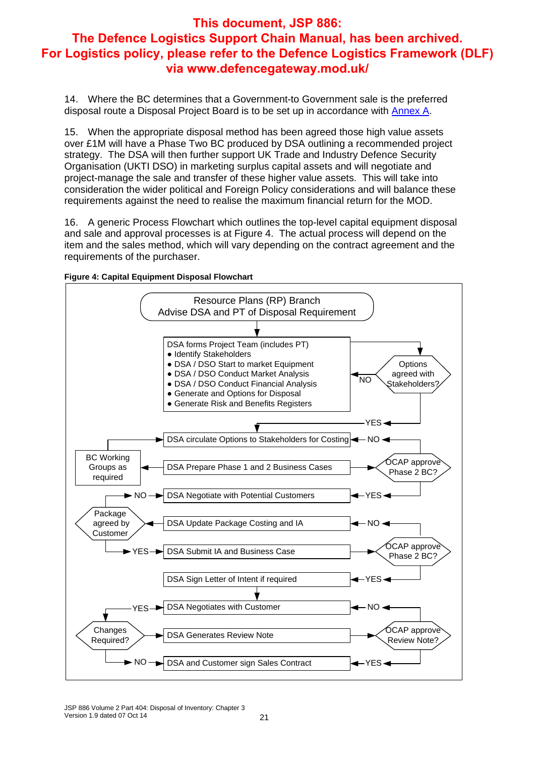14. Where the BC determines that a Government-to Government sale is the preferred disposal route a Disposal Project Board is to be set up in accordance with Annex A.

15. When the appropriate disposal method has been agreed those high value assets over £1M will have a Phase Two BC produced by DSA outlining a recommended project strategy. The DSA will then further support UK Trade and Industry Defence Security Organisation (UKTI DSO) in marketing surplus capital assets and will negotiate and project-manage the sale and transfer of these higher value assets. This will take into consideration the wider political and Foreign Policy considerations and will balance these requirements against the need to realise the maximum financial return for the MOD.

16. A generic Process Flowchart which outlines the top-level capital equipment disposal and sale and approval processes is at Figure 4. The actual process will depend on the item and the sales method, which will vary depending on the contract agreement and the requirements of the purchaser.

**Figure 4: Capital Equipment Disposal Flowchart**

- Resource Plans (RP) Branch Advise DSA and PT of Disposal Requirement
- DSA forms Project Team (includes PT)
  - Identify Stakeholders
  - DSA / DSO Start to market Equipment
  - DSA / DSO Conduct Market Analysis
  - DSA / DSO Conduct Financial Analysis
  - Generate and Options for Disposal
  - Generate Risk and Benefits Registers
- Options agreed with Stakeholders? — NO: back to DSA forms Project Team; YES: DSA circulate Options to Stakeholders for Costing
- DSA circulate Options to Stakeholders for Costing (BC Working Groups as required)
- DSA Prepare Phase 1 and 2 Business Cases
- OCAP approve Phase 2 BC? — NO: DSA circulate Options to Stakeholders for Costing; YES: DSA Negotiate with Potential Customers
- DSA Negotiate with Potential Customers
- DSA Update Package Costing and IA
- Package agreed by Customer — NO: DSA Negotiate with Potential Customers; YES: DSA Submit IA and Business Case
- DSA Submit IA and Business Case
- OCAP approve Phase 2 BC? — NO: DSA Update Package Costing and IA; YES: DSA Sign Letter of Intent if required
- DSA Sign Letter of Intent if required
- DSA Negotiates with Customer
- DSA Generates Review Note
- OCAP approve Review Note? — NO: DSA Negotiates with Customer; YES: DSA and Customer sign Sales Contract
- Changes Required? — YES: DSA Negotiates with Customer; NO: DSA and Customer sign Sales Contract
- DSA and Customer sign Sales Contract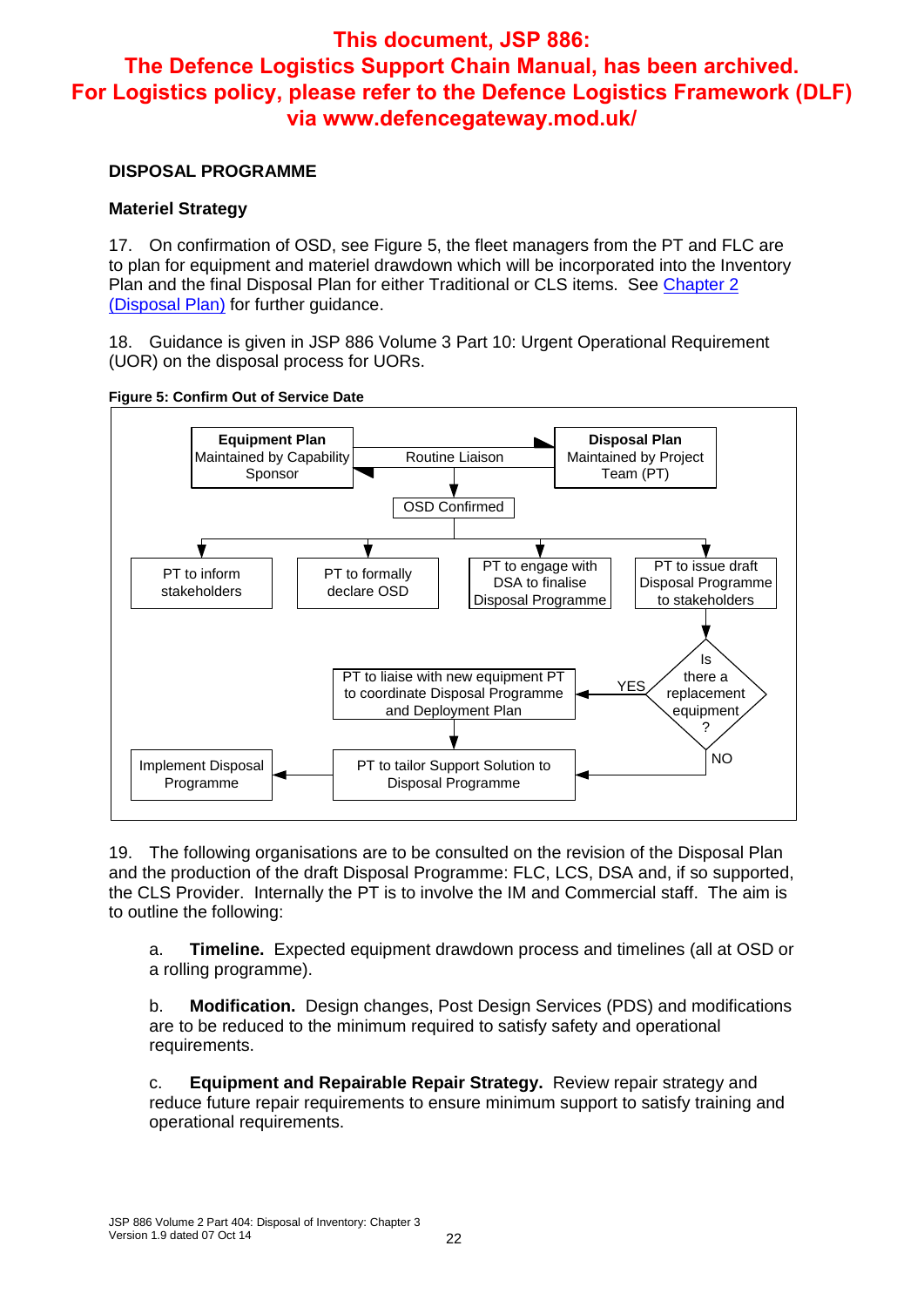This document, JSP 886:
The Defence Logistics Support Chain Manual, has been archived.
For Logistics policy, please refer to the Defence Logistics Framework (DLF) via www.defencegateway.mod.uk/

## DISPOSAL PROGRAMME

### Materiel Strategy

17. On confirmation of OSD, see Figure 5, the fleet managers from the PT and FLC are to plan for equipment and materiel drawdown which will be incorporated into the Inventory Plan and the final Disposal Plan for either Traditional or CLS items. See [Chapter 2 (Disposal Plan)] for further guidance.

18. Guidance is given in JSP 886 Volume 3 Part 10: Urgent Operational Requirement (UOR) on the disposal process for UORs.

**Figure 5: Confirm Out of Service Date**

Equipment Plan
Maintained by Capability Sponsor

Routine Liaison

Disposal Plan
Maintained by Project Team (PT)

OSD Confirmed

PT to inform stakeholders

PT to formally declare OSD

PT to engage with DSA to finalise Disposal Programme

PT to issue draft Disposal Programme to stakeholders

Is there a replacement equipment ?

YES

PT to liaise with new equipment PT to coordinate Disposal Programme and Deployment Plan

NO

PT to tailor Support Solution to Disposal Programme

Implement Disposal Programme

19. The following organisations are to be consulted on the revision of the Disposal Plan and the production of the draft Disposal Programme: FLC, LCS, DSA and, if so supported, the CLS Provider. Internally the PT is to involve the IM and Commercial staff. The aim is to outline the following:

a. **Timeline.** Expected equipment drawdown process and timelines (all at OSD or a rolling programme).

b. **Modification.** Design changes, Post Design Services (PDS) and modifications are to be reduced to the minimum required to satisfy safety and operational requirements.

c. **Equipment and Repairable Repair Strategy.** Review repair strategy and reduce future repair requirements to ensure minimum support to satisfy training and operational requirements.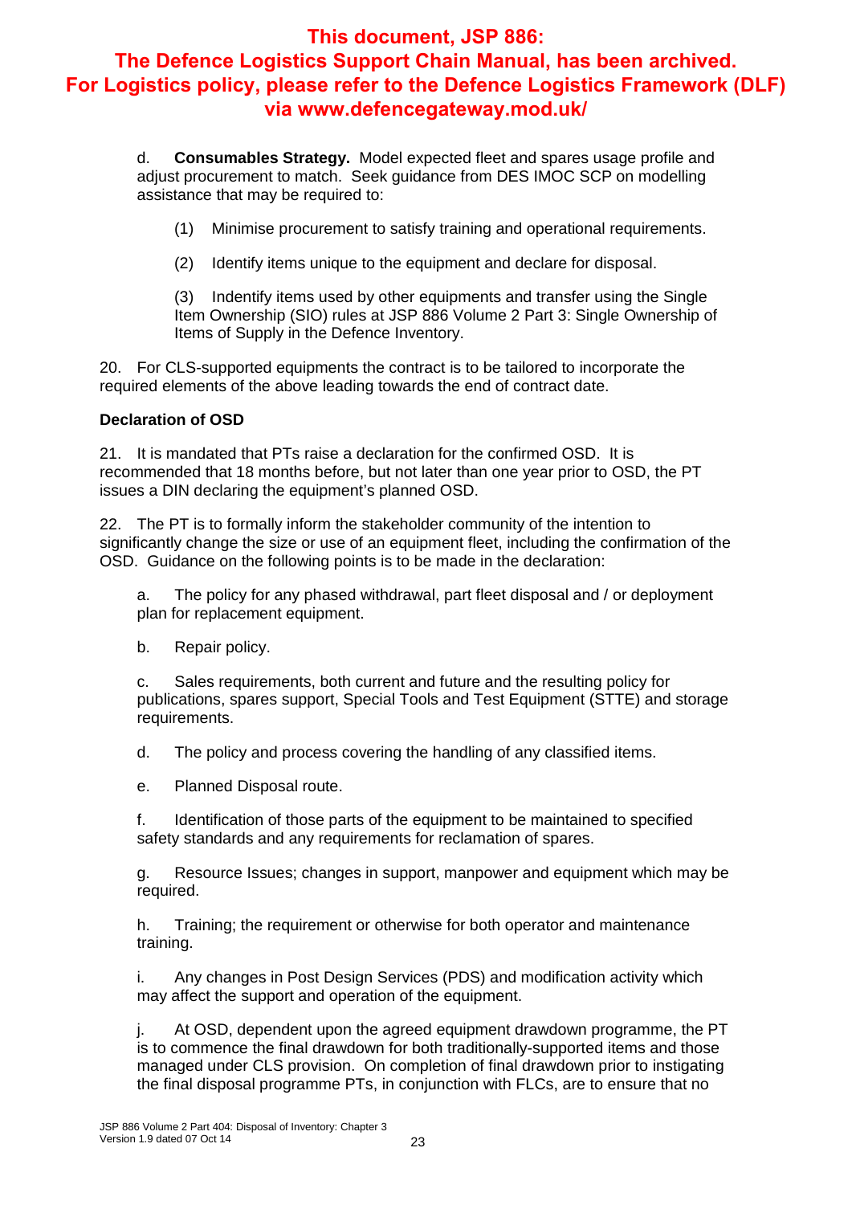**This document, JSP 886: The Defence Logistics Support Chain Manual, has been archived. For Logistics policy, please refer to the Defence Logistics Framework (DLF) via www.defencegateway.mod.uk/**

d. **Consumables Strategy.** Model expected fleet and spares usage profile and adjust procurement to match. Seek guidance from DES IMOC SCP on modelling assistance that may be required to:

(1) Minimise procurement to satisfy training and operational requirements.

(2) Identify items unique to the equipment and declare for disposal.

(3) Indentify items used by other equipments and transfer using the Single Item Ownership (SIO) rules at JSP 886 Volume 2 Part 3: Single Ownership of Items of Supply in the Defence Inventory.

20. For CLS-supported equipments the contract is to be tailored to incorporate the required elements of the above leading towards the end of contract date.

**Declaration of OSD**

21. It is mandated that PTs raise a declaration for the confirmed OSD. It is recommended that 18 months before, but not later than one year prior to OSD, the PT issues a DIN declaring the equipment's planned OSD.

22. The PT is to formally inform the stakeholder community of the intention to significantly change the size or use of an equipment fleet, including the confirmation of the OSD. Guidance on the following points is to be made in the declaration:

a. The policy for any phased withdrawal, part fleet disposal and / or deployment plan for replacement equipment.

b. Repair policy.

c. Sales requirements, both current and future and the resulting policy for publications, spares support, Special Tools and Test Equipment (STTE) and storage requirements.

d. The policy and process covering the handling of any classified items.

e. Planned Disposal route.

f. Identification of those parts of the equipment to be maintained to specified safety standards and any requirements for reclamation of spares.

g. Resource Issues; changes in support, manpower and equipment which may be required.

h. Training; the requirement or otherwise for both operator and maintenance training.

i. Any changes in Post Design Services (PDS) and modification activity which may affect the support and operation of the equipment.

j. At OSD, dependent upon the agreed equipment drawdown programme, the PT is to commence the final drawdown for both traditionally-supported items and those managed under CLS provision. On completion of final drawdown prior to instigating the final disposal programme PTs, in conjunction with FLCs, are to ensure that no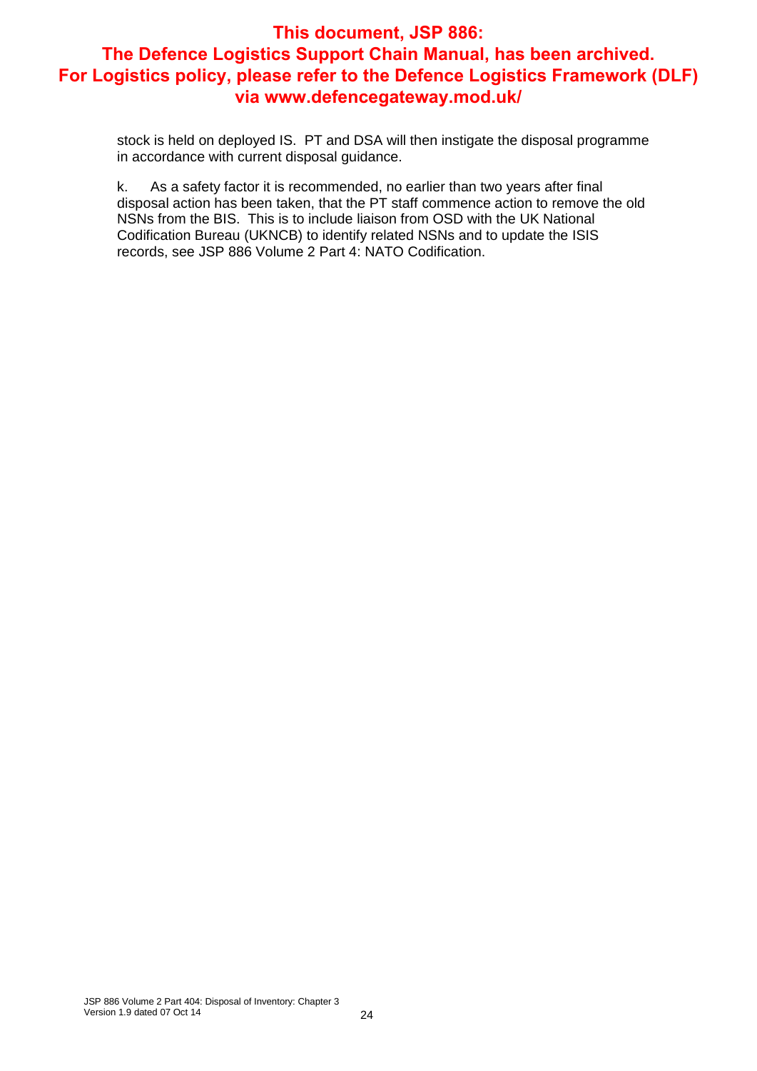stock is held on deployed IS. PT and DSA will then instigate the disposal programme in accordance with current disposal guidance.

k. As a safety factor it is recommended, no earlier than two years after final disposal action has been taken, that the PT staff commence action to remove the old NSNs from the BIS. This is to include liaison from OSD with the UK National Codification Bureau (UKNCB) to identify related NSNs and to update the ISIS records, see JSP 886 Volume 2 Part 4: NATO Codification.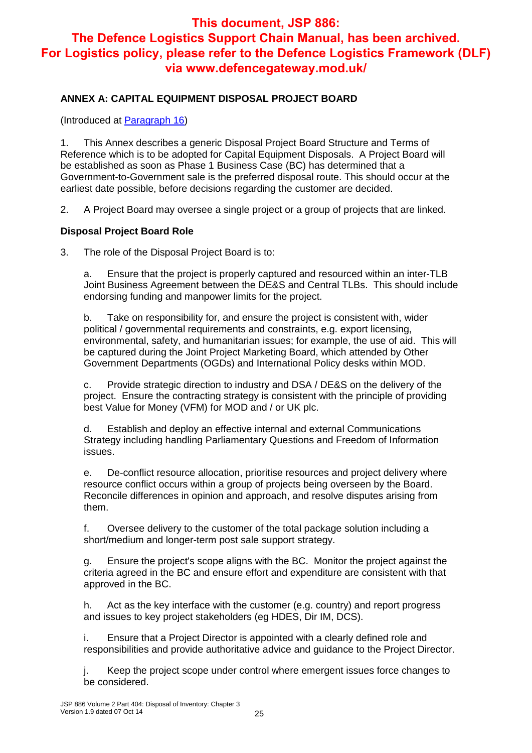**This document, JSP 886: The Defence Logistics Support Chain Manual, has been archived. For Logistics policy, please refer to the Defence Logistics Framework (DLF) via www.defencegateway.mod.uk/**

## ANNEX A: CAPITAL EQUIPMENT DISPOSAL PROJECT BOARD

(Introduced at Paragraph 16)

1. This Annex describes a generic Disposal Project Board Structure and Terms of Reference which is to be adopted for Capital Equipment Disposals. A Project Board will be established as soon as Phase 1 Business Case (BC) has determined that a Government-to-Government sale is the preferred disposal route. This should occur at the earliest date possible, before decisions regarding the customer are decided.

2. A Project Board may oversee a single project or a group of projects that are linked.

### Disposal Project Board Role

3. The role of the Disposal Project Board is to:

a. Ensure that the project is properly captured and resourced within an inter-TLB Joint Business Agreement between the DE&S and Central TLBs. This should include endorsing funding and manpower limits for the project.

b. Take on responsibility for, and ensure the project is consistent with, wider political / governmental requirements and constraints, e.g. export licensing, environmental, safety, and humanitarian issues; for example, the use of aid. This will be captured during the Joint Project Marketing Board, which attended by Other Government Departments (OGDs) and International Policy desks within MOD.

c. Provide strategic direction to industry and DSA / DE&S on the delivery of the project. Ensure the contracting strategy is consistent with the principle of providing best Value for Money (VFM) for MOD and / or UK plc.

d. Establish and deploy an effective internal and external Communications Strategy including handling Parliamentary Questions and Freedom of Information issues.

e. De-conflict resource allocation, prioritise resources and project delivery where resource conflict occurs within a group of projects being overseen by the Board. Reconcile differences in opinion and approach, and resolve disputes arising from them.

f. Oversee delivery to the customer of the total package solution including a short/medium and longer-term post sale support strategy.

g. Ensure the project's scope aligns with the BC. Monitor the project against the criteria agreed in the BC and ensure effort and expenditure are consistent with that approved in the BC.

h. Act as the key interface with the customer (e.g. country) and report progress and issues to key project stakeholders (eg HDES, Dir IM, DCS).

i. Ensure that a Project Director is appointed with a clearly defined role and responsibilities and provide authoritative advice and guidance to the Project Director.

j. Keep the project scope under control where emergent issues force changes to be considered.

JSP 886 Volume 2 Part 404: Disposal of Inventory: Chapter 3
Version 1.9 dated 07 Oct 14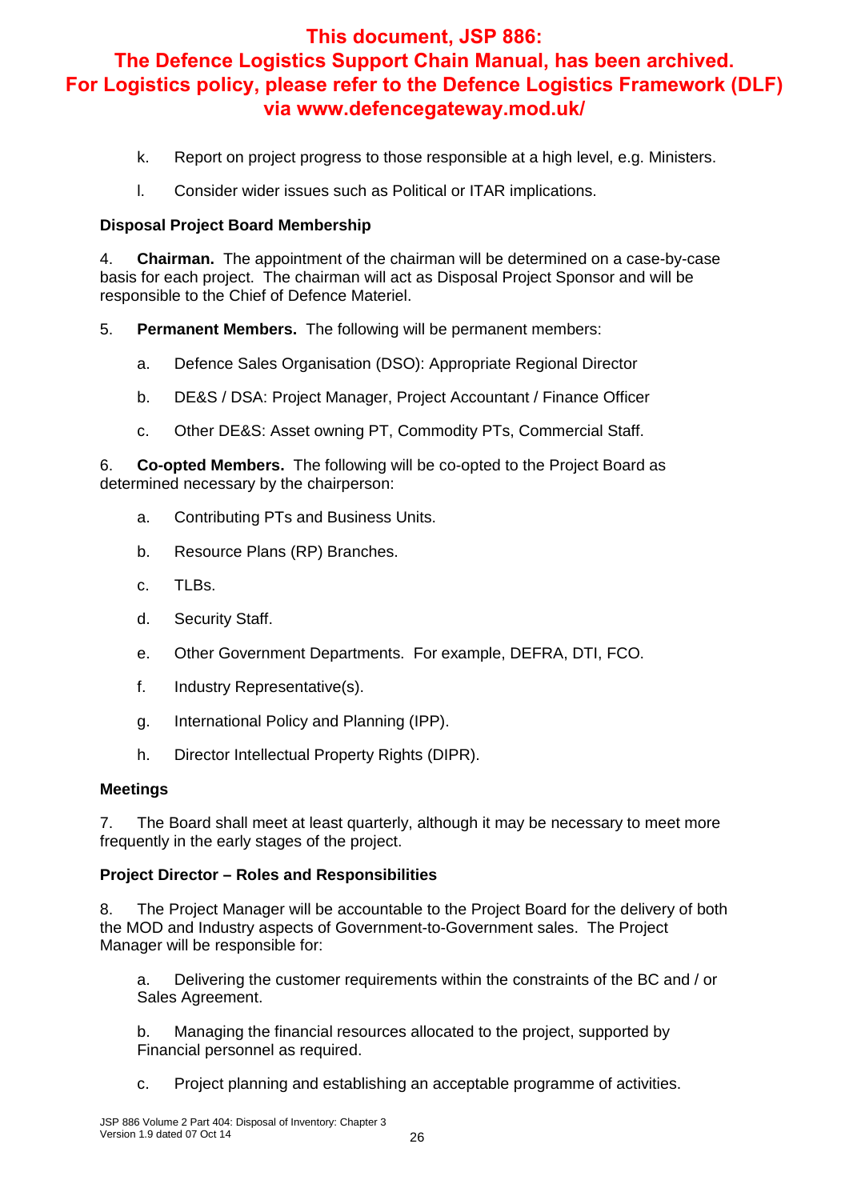**This document, JSP 886: The Defence Logistics Support Chain Manual, has been archived. For Logistics policy, please refer to the Defence Logistics Framework (DLF) via www.defencegateway.mod.uk/**

k. Report on project progress to those responsible at a high level, e.g. Ministers.

l. Consider wider issues such as Political or ITAR implications.

**Disposal Project Board Membership**

4. **Chairman.** The appointment of the chairman will be determined on a case-by-case basis for each project. The chairman will act as Disposal Project Sponsor and will be responsible to the Chief of Defence Materiel.

5. **Permanent Members.** The following will be permanent members:

a. Defence Sales Organisation (DSO): Appropriate Regional Director

b. DE&S / DSA: Project Manager, Project Accountant / Finance Officer

c. Other DE&S: Asset owning PT, Commodity PTs, Commercial Staff.

6. **Co-opted Members.** The following will be co-opted to the Project Board as determined necessary by the chairperson:

a. Contributing PTs and Business Units.

b. Resource Plans (RP) Branches.

c. TLBs.

d. Security Staff.

e. Other Government Departments. For example, DEFRA, DTI, FCO.

f. Industry Representative(s).

g. International Policy and Planning (IPP).

h. Director Intellectual Property Rights (DIPR).

**Meetings**

7. The Board shall meet at least quarterly, although it may be necessary to meet more frequently in the early stages of the project.

**Project Director – Roles and Responsibilities**

8. The Project Manager will be accountable to the Project Board for the delivery of both the MOD and Industry aspects of Government-to-Government sales. The Project Manager will be responsible for:

a. Delivering the customer requirements within the constraints of the BC and / or Sales Agreement.

b. Managing the financial resources allocated to the project, supported by Financial personnel as required.

c. Project planning and establishing an acceptable programme of activities.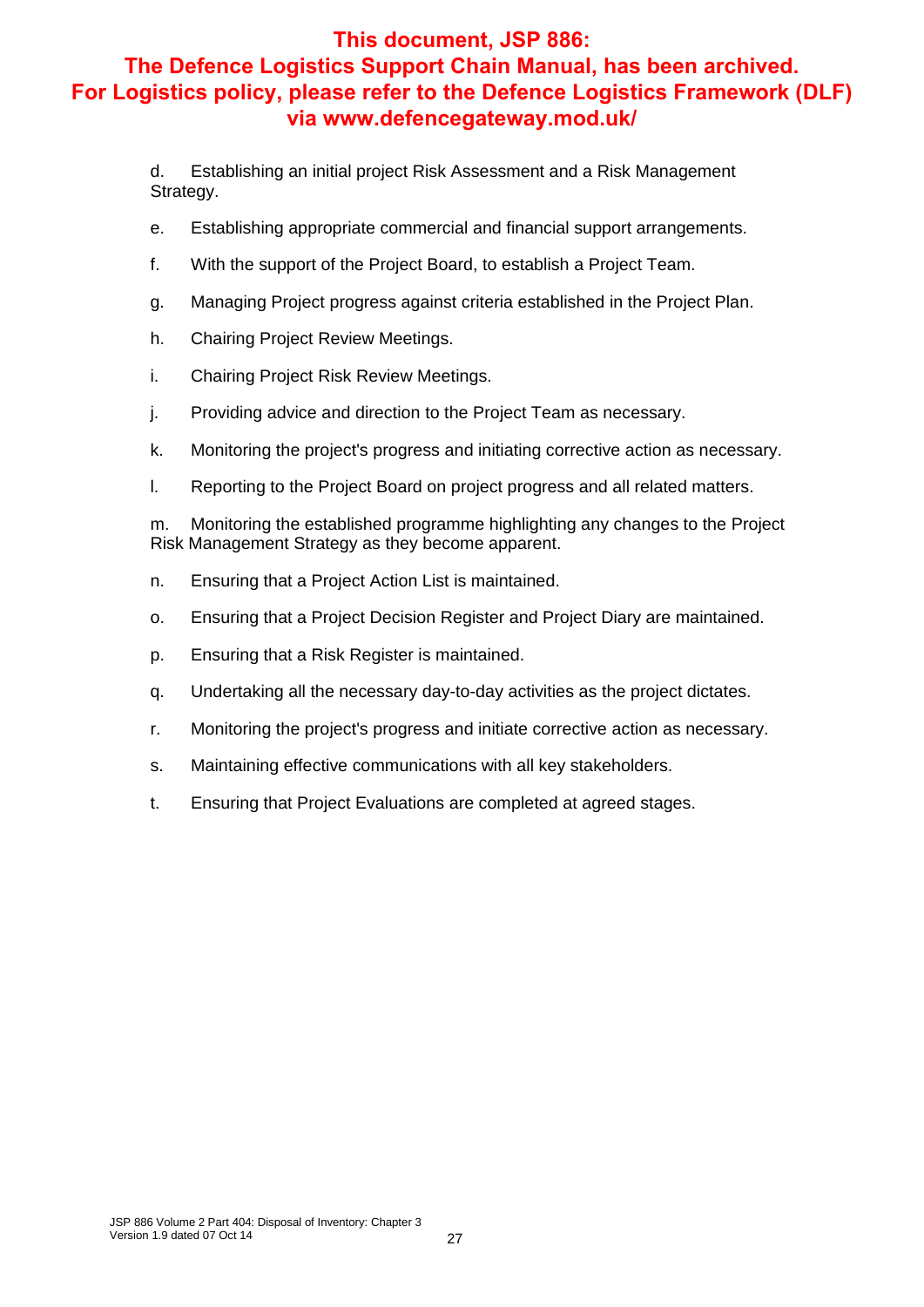d. Establishing an initial project Risk Assessment and a Risk Management Strategy.

e. Establishing appropriate commercial and financial support arrangements.

f. With the support of the Project Board, to establish a Project Team.

g. Managing Project progress against criteria established in the Project Plan.

h. Chairing Project Review Meetings.

i. Chairing Project Risk Review Meetings.

j. Providing advice and direction to the Project Team as necessary.

k. Monitoring the project's progress and initiating corrective action as necessary.

l. Reporting to the Project Board on project progress and all related matters.

m. Monitoring the established programme highlighting any changes to the Project Risk Management Strategy as they become apparent.

n. Ensuring that a Project Action List is maintained.

o. Ensuring that a Project Decision Register and Project Diary are maintained.

p. Ensuring that a Risk Register is maintained.

q. Undertaking all the necessary day-to-day activities as the project dictates.

r. Monitoring the project's progress and initiate corrective action as necessary.

s. Maintaining effective communications with all key stakeholders.

t. Ensuring that Project Evaluations are completed at agreed stages.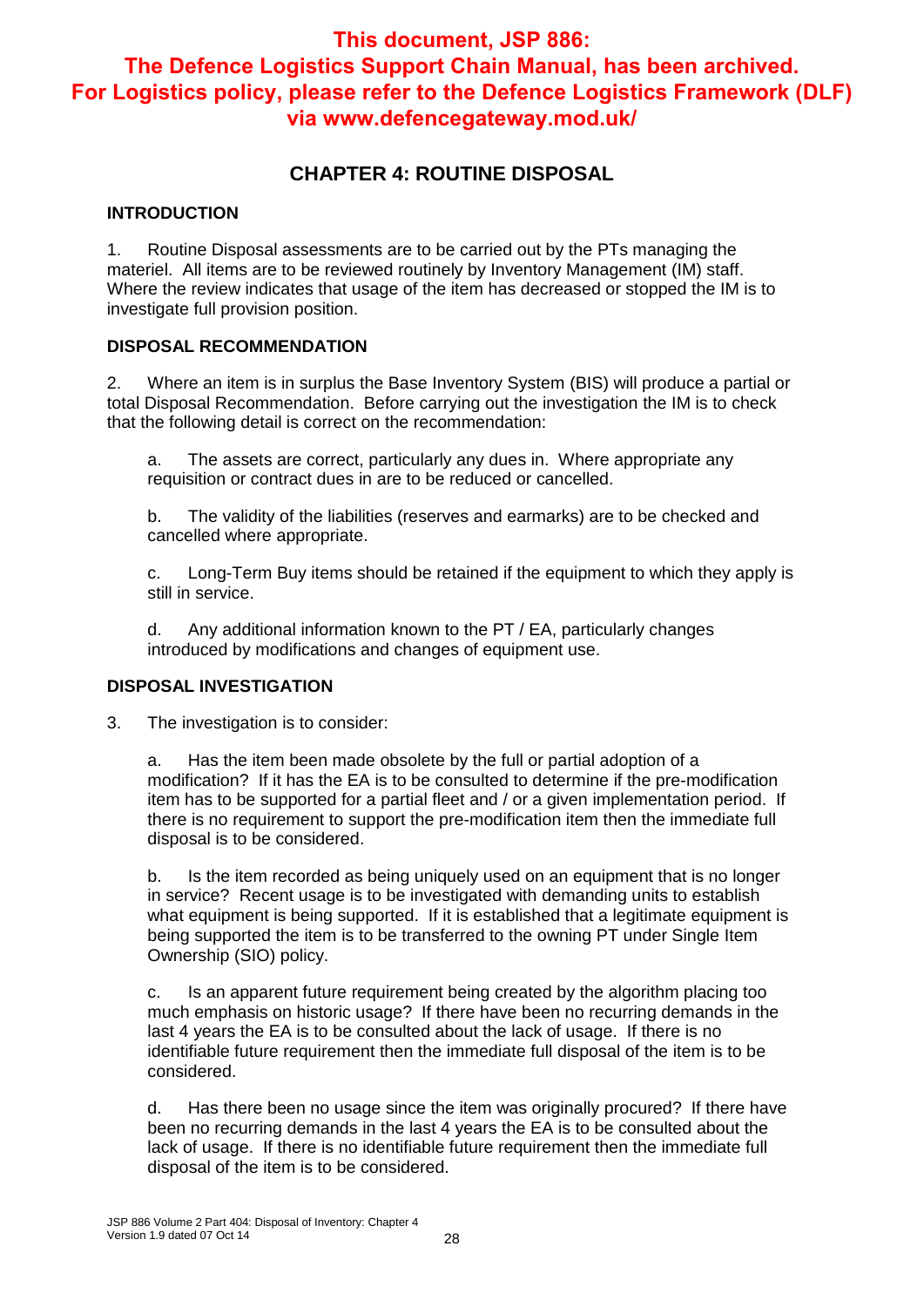**This document, JSP 886: The Defence Logistics Support Chain Manual, has been archived. For Logistics policy, please refer to the Defence Logistics Framework (DLF) via www.defencegateway.mod.uk/**

# CHAPTER 4: ROUTINE DISPOSAL

## INTRODUCTION

1. Routine Disposal assessments are to be carried out by the PTs managing the materiel. All items are to be reviewed routinely by Inventory Management (IM) staff. Where the review indicates that usage of the item has decreased or stopped the IM is to investigate full provision position.

## DISPOSAL RECOMMENDATION

2. Where an item is in surplus the Base Inventory System (BIS) will produce a partial or total Disposal Recommendation. Before carrying out the investigation the IM is to check that the following detail is correct on the recommendation:

   a. The assets are correct, particularly any dues in. Where appropriate any requisition or contract dues in are to be reduced or cancelled.

   b. The validity of the liabilities (reserves and earmarks) are to be checked and cancelled where appropriate.

   c. Long-Term Buy items should be retained if the equipment to which they apply is still in service.

   d. Any additional information known to the PT / EA, particularly changes introduced by modifications and changes of equipment use.

## DISPOSAL INVESTIGATION

3. The investigation is to consider:

   a. Has the item been made obsolete by the full or partial adoption of a modification? If it has the EA is to be consulted to determine if the pre-modification item has to be supported for a partial fleet and / or a given implementation period. If there is no requirement to support the pre-modification item then the immediate full disposal is to be considered.

   b. Is the item recorded as being uniquely used on an equipment that is no longer in service? Recent usage is to be investigated with demanding units to establish what equipment is being supported. If it is established that a legitimate equipment is being supported the item is to be transferred to the owning PT under Single Item Ownership (SIO) policy.

   c. Is an apparent future requirement being created by the algorithm placing too much emphasis on historic usage? If there have been no recurring demands in the last 4 years the EA is to be consulted about the lack of usage. If there is no identifiable future requirement then the immediate full disposal of the item is to be considered.

   d. Has there been no usage since the item was originally procured? If there have been no recurring demands in the last 4 years the EA is to be consulted about the lack of usage. If there is no identifiable future requirement then the immediate full disposal of the item is to be considered.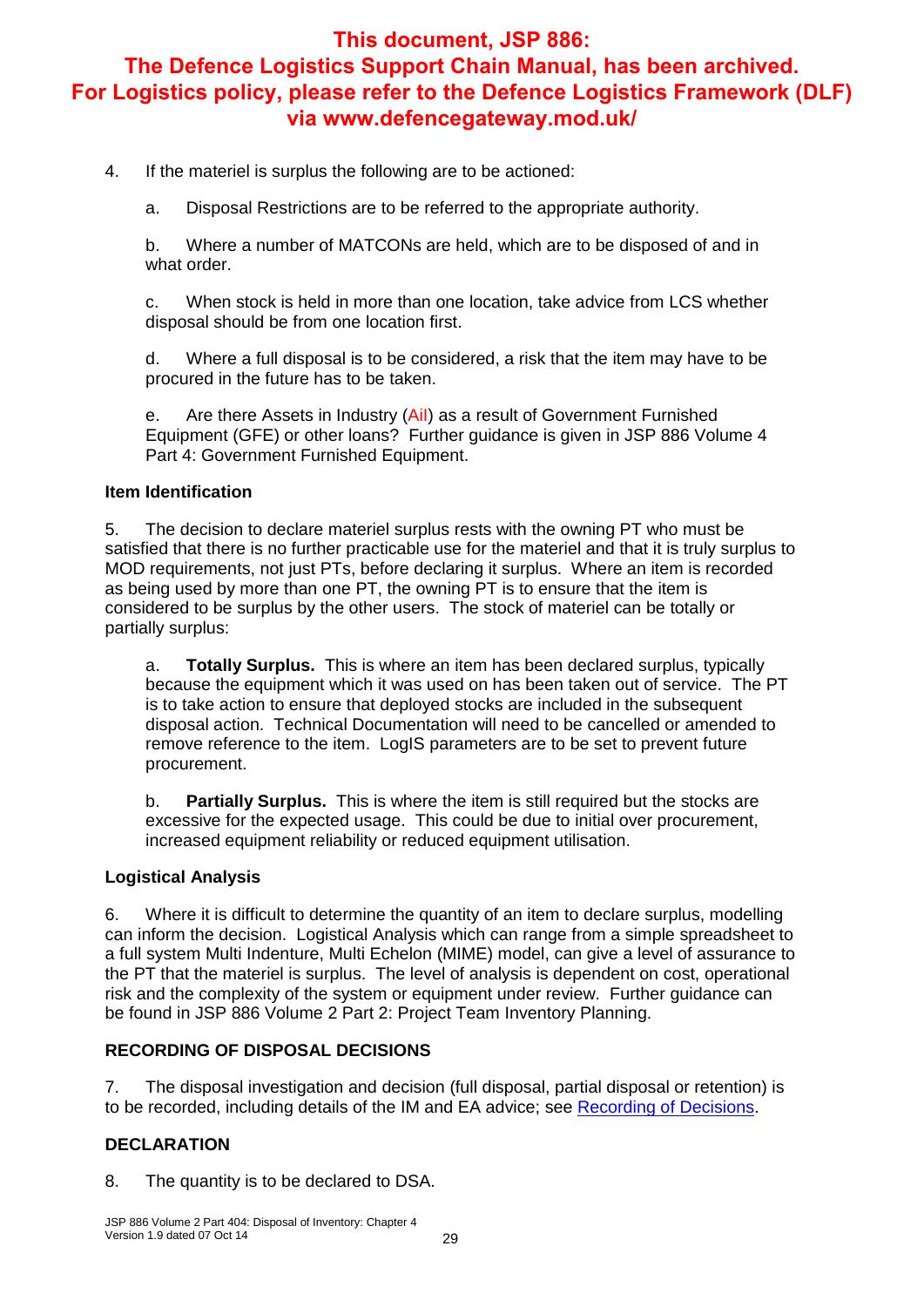**This document, JSP 886: The Defence Logistics Support Chain Manual, has been archived. For Logistics policy, please refer to the Defence Logistics Framework (DLF) via www.defencegateway.mod.uk/**

4. If the materiel is surplus the following are to be actioned:

   a. Disposal Restrictions are to be referred to the appropriate authority.

   b. Where a number of MATCONs are held, which are to be disposed of and in what order.

   c. When stock is held in more than one location, take advice from LCS whether disposal should be from one location first.

   d. Where a full disposal is to be considered, a risk that the item may have to be procured in the future has to be taken.

   e. Are there Assets in Industry (AiI) as a result of Government Furnished Equipment (GFE) or other loans? Further guidance is given in JSP 886 Volume 4 Part 4: Government Furnished Equipment.

**Item Identification**

5. The decision to declare materiel surplus rests with the owning PT who must be satisfied that there is no further practicable use for the materiel and that it is truly surplus to MOD requirements, not just PTs, before declaring it surplus. Where an item is recorded as being used by more than one PT, the owning PT is to ensure that the item is considered to be surplus by the other users. The stock of materiel can be totally or partially surplus:

   a. **Totally Surplus.** This is where an item has been declared surplus, typically because the equipment which it was used on has been taken out of service. The PT is to take action to ensure that deployed stocks are included in the subsequent disposal action. Technical Documentation will need to be cancelled or amended to remove reference to the item. LogIS parameters are to be set to prevent future procurement.

   b. **Partially Surplus.** This is where the item is still required but the stocks are excessive for the expected usage. This could be due to initial over procurement, increased equipment reliability or reduced equipment utilisation.

**Logistical Analysis**

6. Where it is difficult to determine the quantity of an item to declare surplus, modelling can inform the decision. Logistical Analysis which can range from a simple spreadsheet to a full system Multi Indenture, Multi Echelon (MIME) model, can give a level of assurance to the PT that the materiel is surplus. The level of analysis is dependent on cost, operational risk and the complexity of the system or equipment under review. Further guidance can be found in JSP 886 Volume 2 Part 2: Project Team Inventory Planning.

**RECORDING OF DISPOSAL DECISIONS**

7. The disposal investigation and decision (full disposal, partial disposal or retention) is to be recorded, including details of the IM and EA advice; see Recording of Decisions.

**DECLARATION**

8. The quantity is to be declared to DSA.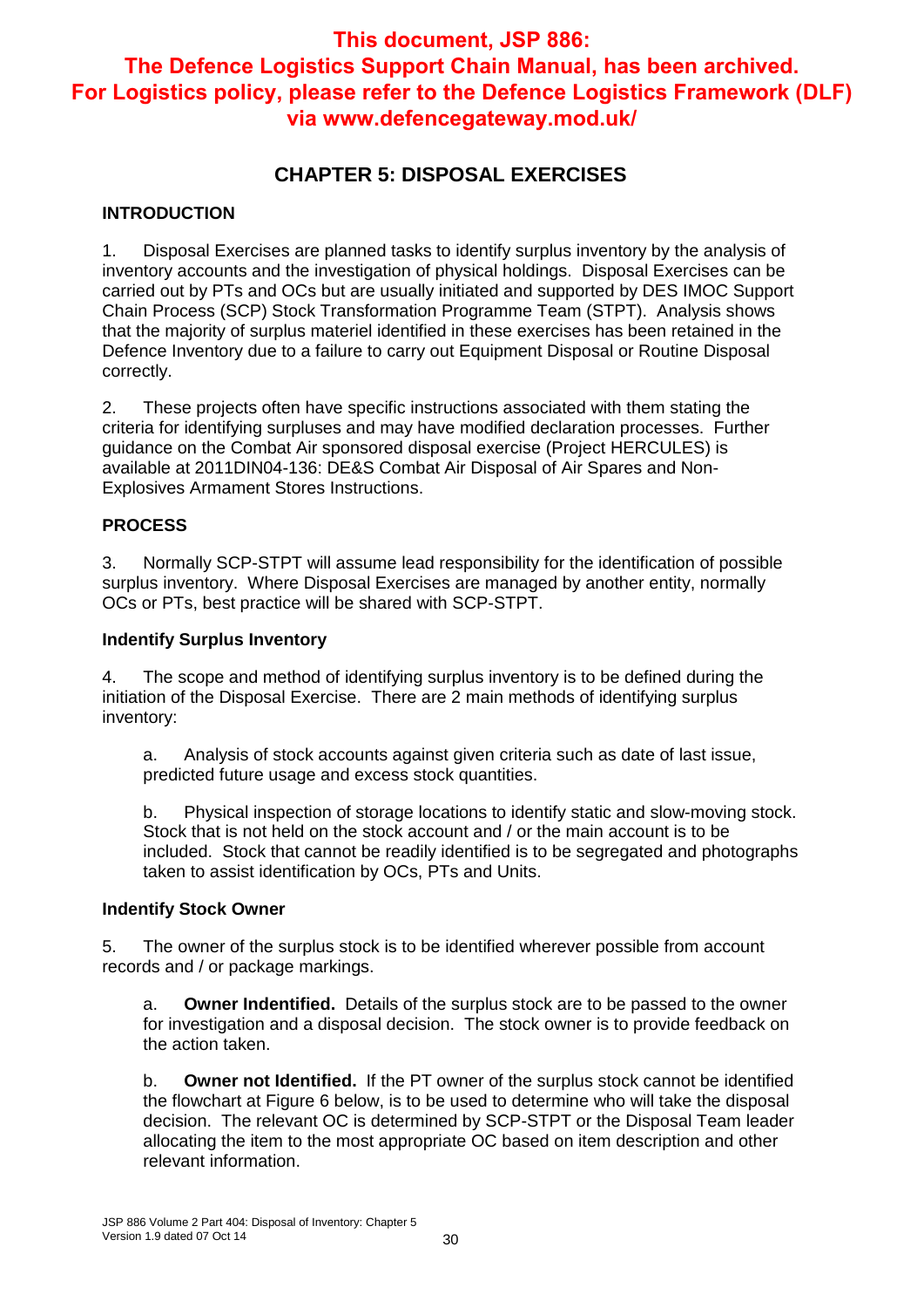**This document, JSP 886: The Defence Logistics Support Chain Manual, has been archived. For Logistics policy, please refer to the Defence Logistics Framework (DLF) via www.defencegateway.mod.uk/**

# CHAPTER 5: DISPOSAL EXERCISES

## INTRODUCTION

1. Disposal Exercises are planned tasks to identify surplus inventory by the analysis of inventory accounts and the investigation of physical holdings. Disposal Exercises can be carried out by PTs and OCs but are usually initiated and supported by DES IMOC Support Chain Process (SCP) Stock Transformation Programme Team (STPT). Analysis shows that the majority of surplus materiel identified in these exercises has been retained in the Defence Inventory due to a failure to carry out Equipment Disposal or Routine Disposal correctly.

2. These projects often have specific instructions associated with them stating the criteria for identifying surpluses and may have modified declaration processes. Further guidance on the Combat Air sponsored disposal exercise (Project HERCULES) is available at 2011DIN04-136: DE&S Combat Air Disposal of Air Spares and Non-Explosives Armament Stores Instructions.

## PROCESS

3. Normally SCP-STPT will assume lead responsibility for the identification of possible surplus inventory. Where Disposal Exercises are managed by another entity, normally OCs or PTs, best practice will be shared with SCP-STPT.

### Indentify Surplus Inventory

4. The scope and method of identifying surplus inventory is to be defined during the initiation of the Disposal Exercise. There are 2 main methods of identifying surplus inventory:

   a. Analysis of stock accounts against given criteria such as date of last issue, predicted future usage and excess stock quantities.

   b. Physical inspection of storage locations to identify static and slow-moving stock. Stock that is not held on the stock account and / or the main account is to be included. Stock that cannot be readily identified is to be segregated and photographs taken to assist identification by OCs, PTs and Units.

### Indentify Stock Owner

5. The owner of the surplus stock is to be identified wherever possible from account records and / or package markings.

   a. **Owner Indentified.** Details of the surplus stock are to be passed to the owner for investigation and a disposal decision. The stock owner is to provide feedback on the action taken.

   b. **Owner not Identified.** If the PT owner of the surplus stock cannot be identified the flowchart at Figure 6 below, is to be used to determine who will take the disposal decision. The relevant OC is determined by SCP-STPT or the Disposal Team leader allocating the item to the most appropriate OC based on item description and other relevant information.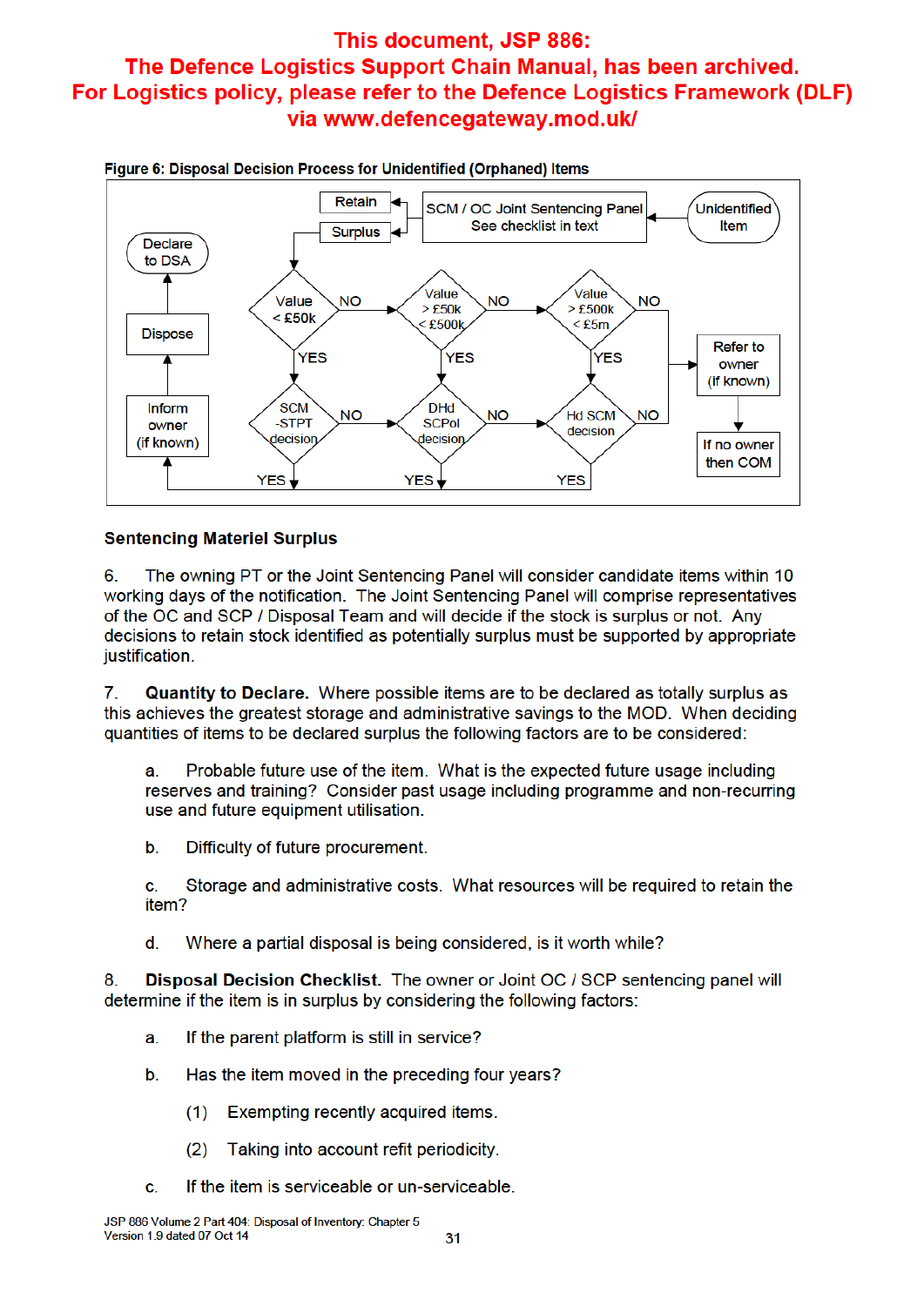**Figure 6: Disposal Decision Process for Unidentified (Orphaned) Items**

## Sentencing Materiel Surplus

6. The owning PT or the Joint Sentencing Panel will consider candidate items within 10 working days of the notification. The Joint Sentencing Panel will comprise representatives of the OC and SCP / Disposal Team and will decide if the stock is surplus or not. Any decisions to retain stock identified as potentially surplus must be supported by appropriate justification.

7. **Quantity to Declare.** Where possible items are to be declared as totally surplus as this achieves the greatest storage and administrative savings to the MOD. When deciding quantities of items to be declared surplus the following factors are to be considered:

   a. Probable future use of the item. What is the expected future usage including reserves and training? Consider past usage including programme and non-recurring use and future equipment utilisation.

   b. Difficulty of future procurement.

   c. Storage and administrative costs. What resources will be required to retain the item?

   d. Where a partial disposal is being considered, is it worth while?

8. **Disposal Decision Checklist.** The owner or Joint OC / SCP sentencing panel will determine if the item is in surplus by considering the following factors:

   a. If the parent platform is still in service?

   b. Has the item moved in the preceding four years?

      (1) Exempting recently acquired items.

      (2) Taking into account refit periodicity.

   c. If the item is serviceable or un-serviceable.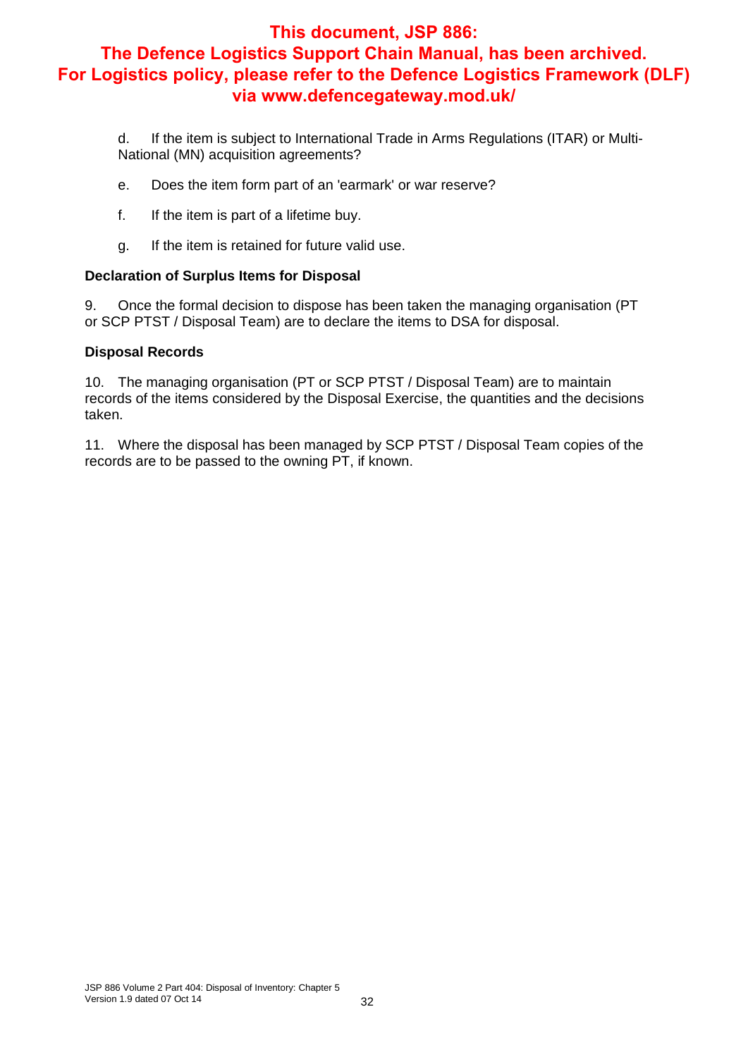**This document, JSP 886: The Defence Logistics Support Chain Manual, has been archived. For Logistics policy, please refer to the Defence Logistics Framework (DLF) via www.defencegateway.mod.uk/**

d. If the item is subject to International Trade in Arms Regulations (ITAR) or Multi-National (MN) acquisition agreements?

e. Does the item form part of an 'earmark' or war reserve?

f. If the item is part of a lifetime buy.

g. If the item is retained for future valid use.

**Declaration of Surplus Items for Disposal**

9. Once the formal decision to dispose has been taken the managing organisation (PT or SCP PTST / Disposal Team) are to declare the items to DSA for disposal.

**Disposal Records**

10. The managing organisation (PT or SCP PTST / Disposal Team) are to maintain records of the items considered by the Disposal Exercise, the quantities and the decisions taken.

11. Where the disposal has been managed by SCP PTST / Disposal Team copies of the records are to be passed to the owning PT, if known.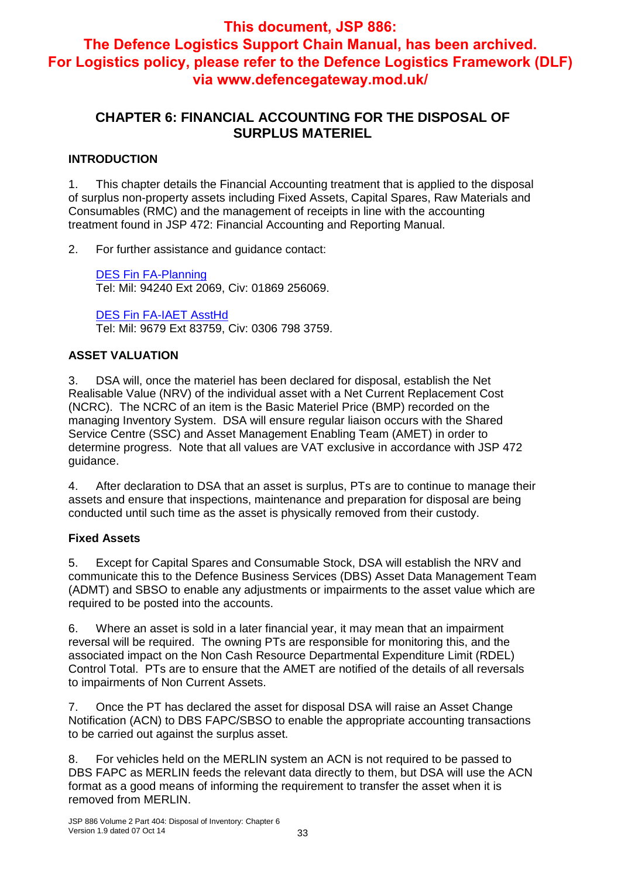**This document, JSP 886: The Defence Logistics Support Chain Manual, has been archived. For Logistics policy, please refer to the Defence Logistics Framework (DLF) via www.defencegateway.mod.uk/**

## CHAPTER 6: FINANCIAL ACCOUNTING FOR THE DISPOSAL OF SURPLUS MATERIEL

### INTRODUCTION

1. This chapter details the Financial Accounting treatment that is applied to the disposal of surplus non-property assets including Fixed Assets, Capital Spares, Raw Materials and Consumables (RMC) and the management of receipts in line with the accounting treatment found in JSP 472: Financial Accounting and Reporting Manual.

2. For further assistance and guidance contact:

   DES Fin FA-Planning
   Tel: Mil: 94240 Ext 2069, Civ: 01869 256069.

   DES Fin FA-IAET AsstHd
   Tel: Mil: 9679 Ext 83759, Civ: 0306 798 3759.

### ASSET VALUATION

3. DSA will, once the materiel has been declared for disposal, establish the Net Realisable Value (NRV) of the individual asset with a Net Current Replacement Cost (NCRC). The NCRC of an item is the Basic Materiel Price (BMP) recorded on the managing Inventory System. DSA will ensure regular liaison occurs with the Shared Service Centre (SSC) and Asset Management Enabling Team (AMET) in order to determine progress. Note that all values are VAT exclusive in accordance with JSP 472 guidance.

4. After declaration to DSA that an asset is surplus, PTs are to continue to manage their assets and ensure that inspections, maintenance and preparation for disposal are being conducted until such time as the asset is physically removed from their custody.

#### Fixed Assets

5. Except for Capital Spares and Consumable Stock, DSA will establish the NRV and communicate this to the Defence Business Services (DBS) Asset Data Management Team (ADMT) and SBSO to enable any adjustments or impairments to the asset value which are required to be posted into the accounts.

6. Where an asset is sold in a later financial year, it may mean that an impairment reversal will be required. The owning PTs are responsible for monitoring this, and the associated impact on the Non Cash Resource Departmental Expenditure Limit (RDEL) Control Total. PTs are to ensure that the AMET are notified of the details of all reversals to impairments of Non Current Assets.

7. Once the PT has declared the asset for disposal DSA will raise an Asset Change Notification (ACN) to DBS FAPC/SBSO to enable the appropriate accounting transactions to be carried out against the surplus asset.

8. For vehicles held on the MERLIN system an ACN is not required to be passed to DBS FAPC as MERLIN feeds the relevant data directly to them, but DSA will use the ACN format as a good means of informing the requirement to transfer the asset when it is removed from MERLIN.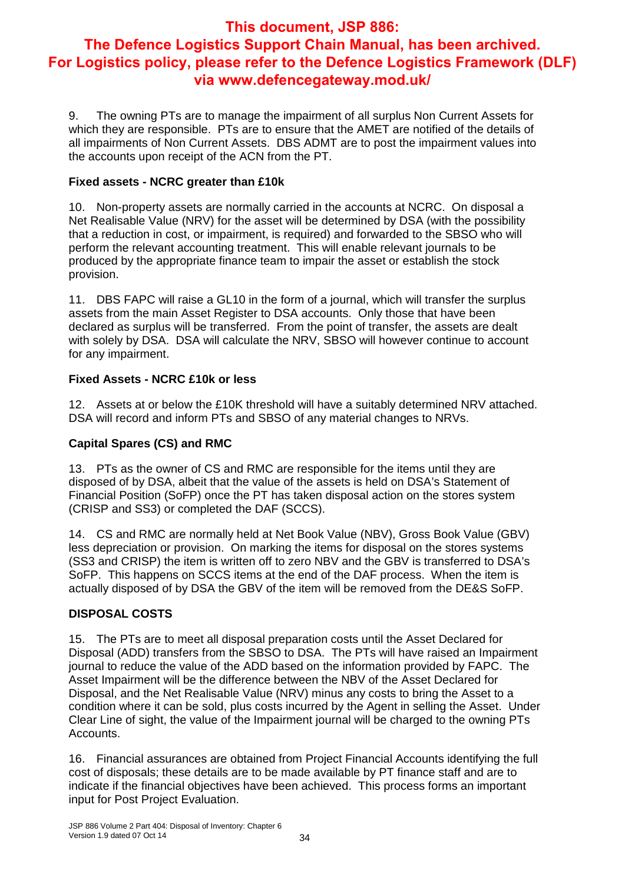**This document, JSP 886: The Defence Logistics Support Chain Manual, has been archived. For Logistics policy, please refer to the Defence Logistics Framework (DLF) via www.defencegateway.mod.uk/**

9. The owning PTs are to manage the impairment of all surplus Non Current Assets for which they are responsible. PTs are to ensure that the AMET are notified of the details of all impairments of Non Current Assets. DBS ADMT are to post the impairment values into the accounts upon receipt of the ACN from the PT.

**Fixed assets - NCRC greater than £10k**

10. Non-property assets are normally carried in the accounts at NCRC. On disposal a Net Realisable Value (NRV) for the asset will be determined by DSA (with the possibility that a reduction in cost, or impairment, is required) and forwarded to the SBSO who will perform the relevant accounting treatment. This will enable relevant journals to be produced by the appropriate finance team to impair the asset or establish the stock provision.

11. DBS FAPC will raise a GL10 in the form of a journal, which will transfer the surplus assets from the main Asset Register to DSA accounts. Only those that have been declared as surplus will be transferred. From the point of transfer, the assets are dealt with solely by DSA. DSA will calculate the NRV, SBSO will however continue to account for any impairment.

**Fixed Assets - NCRC £10k or less**

12. Assets at or below the £10K threshold will have a suitably determined NRV attached. DSA will record and inform PTs and SBSO of any material changes to NRVs.

**Capital Spares (CS) and RMC**

13. PTs as the owner of CS and RMC are responsible for the items until they are disposed of by DSA, albeit that the value of the assets is held on DSA's Statement of Financial Position (SoFP) once the PT has taken disposal action on the stores system (CRISP and SS3) or completed the DAF (SCCS).

14. CS and RMC are normally held at Net Book Value (NBV), Gross Book Value (GBV) less depreciation or provision. On marking the items for disposal on the stores systems (SS3 and CRISP) the item is written off to zero NBV and the GBV is transferred to DSA's SoFP. This happens on SCCS items at the end of the DAF process. When the item is actually disposed of by DSA the GBV of the item will be removed from the DE&S SoFP.

**DISPOSAL COSTS**

15. The PTs are to meet all disposal preparation costs until the Asset Declared for Disposal (ADD) transfers from the SBSO to DSA. The PTs will have raised an Impairment journal to reduce the value of the ADD based on the information provided by FAPC. The Asset Impairment will be the difference between the NBV of the Asset Declared for Disposal, and the Net Realisable Value (NRV) minus any costs to bring the Asset to a condition where it can be sold, plus costs incurred by the Agent in selling the Asset. Under Clear Line of sight, the value of the Impairment journal will be charged to the owning PTs Accounts.

16. Financial assurances are obtained from Project Financial Accounts identifying the full cost of disposals; these details are to be made available by PT finance staff and are to indicate if the financial objectives have been achieved. This process forms an important input for Post Project Evaluation.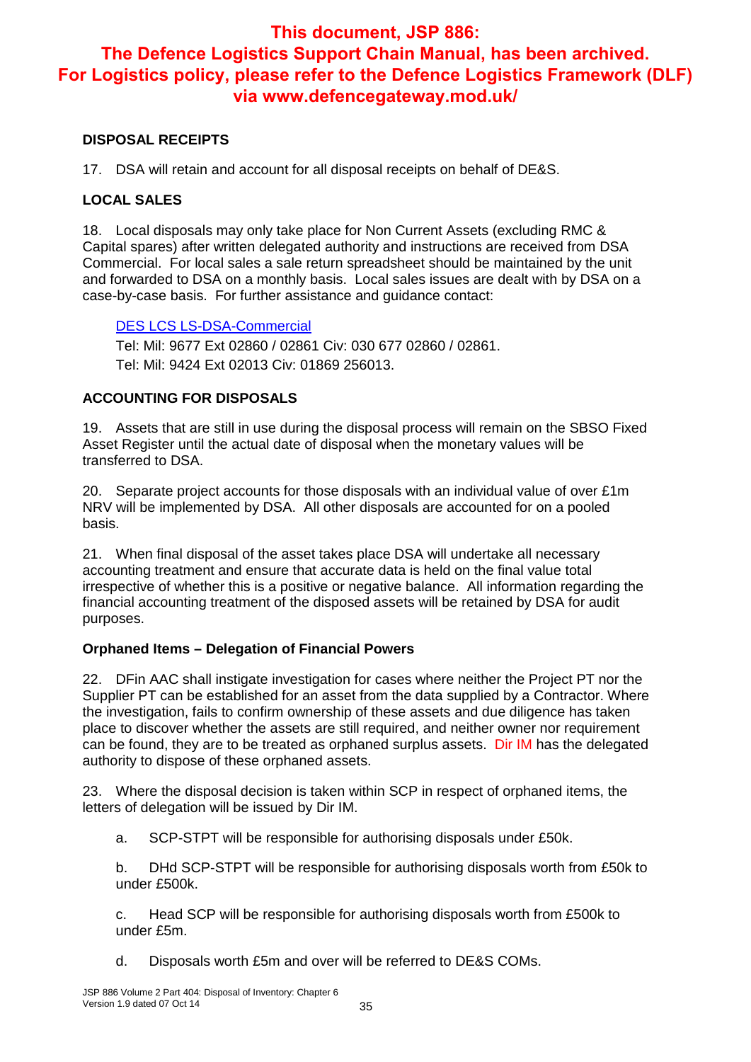**This document, JSP 886: The Defence Logistics Support Chain Manual, has been archived. For Logistics policy, please refer to the Defence Logistics Framework (DLF) via www.defencegateway.mod.uk/**

**DISPOSAL RECEIPTS**

17. DSA will retain and account for all disposal receipts on behalf of DE&S.

**LOCAL SALES**

18. Local disposals may only take place for Non Current Assets (excluding RMC & Capital spares) after written delegated authority and instructions are received from DSA Commercial. For local sales a sale return spreadsheet should be maintained by the unit and forwarded to DSA on a monthly basis. Local sales issues are dealt with by DSA on a case-by-case basis. For further assistance and guidance contact:

DES LCS LS-DSA-Commercial
Tel: Mil: 9677 Ext 02860 / 02861 Civ: 030 677 02860 / 02861.
Tel: Mil: 9424 Ext 02013 Civ: 01869 256013.

**ACCOUNTING FOR DISPOSALS**

19. Assets that are still in use during the disposal process will remain on the SBSO Fixed Asset Register until the actual date of disposal when the monetary values will be transferred to DSA.

20. Separate project accounts for those disposals with an individual value of over £1m NRV will be implemented by DSA. All other disposals are accounted for on a pooled basis.

21. When final disposal of the asset takes place DSA will undertake all necessary accounting treatment and ensure that accurate data is held on the final value total irrespective of whether this is a positive or negative balance. All information regarding the financial accounting treatment of the disposed assets will be retained by DSA for audit purposes.

**Orphaned Items – Delegation of Financial Powers**

22. DFin AAC shall instigate investigation for cases where neither the Project PT nor the Supplier PT can be established for an asset from the data supplied by a Contractor. Where the investigation, fails to confirm ownership of these assets and due diligence has taken place to discover whether the assets are still required, and neither owner nor requirement can be found, they are to be treated as orphaned surplus assets. Dir IM has the delegated authority to dispose of these orphaned assets.

23. Where the disposal decision is taken within SCP in respect of orphaned items, the letters of delegation will be issued by Dir IM.

a. SCP-STPT will be responsible for authorising disposals under £50k.

b. DHd SCP-STPT will be responsible for authorising disposals worth from £50k to under £500k.

c. Head SCP will be responsible for authorising disposals worth from £500k to under £5m.

d. Disposals worth £5m and over will be referred to DE&S COMs.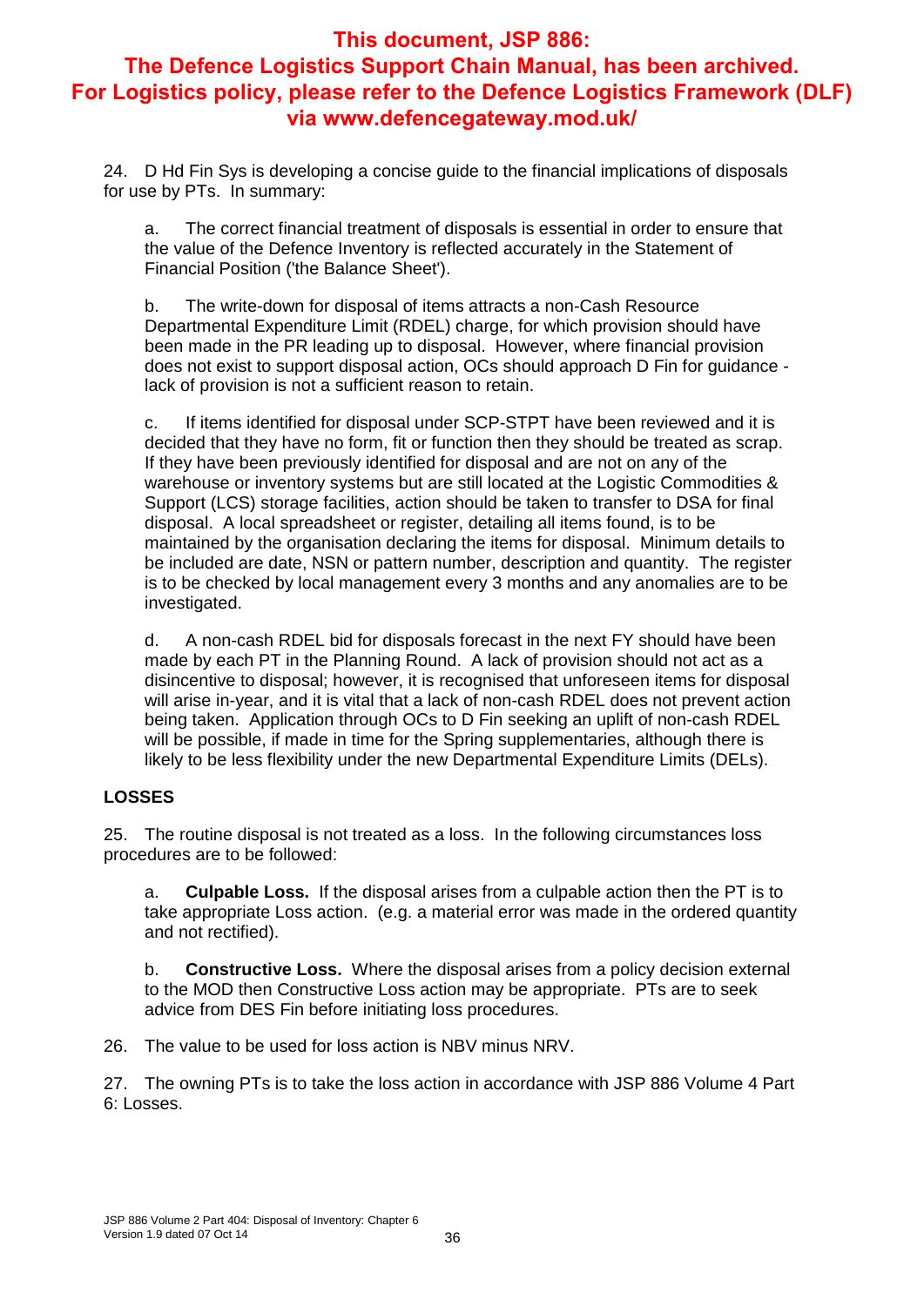**This document, JSP 886: The Defence Logistics Support Chain Manual, has been archived. For Logistics policy, please refer to the Defence Logistics Framework (DLF) via www.defencegateway.mod.uk/**

24. D Hd Fin Sys is developing a concise guide to the financial implications of disposals for use by PTs. In summary:

a. The correct financial treatment of disposals is essential in order to ensure that the value of the Defence Inventory is reflected accurately in the Statement of Financial Position ('the Balance Sheet').

b. The write-down for disposal of items attracts a non-Cash Resource Departmental Expenditure Limit (RDEL) charge, for which provision should have been made in the PR leading up to disposal. However, where financial provision does not exist to support disposal action, OCs should approach D Fin for guidance - lack of provision is not a sufficient reason to retain.

c. If items identified for disposal under SCP-STPT have been reviewed and it is decided that they have no form, fit or function then they should be treated as scrap. If they have been previously identified for disposal and are not on any of the warehouse or inventory systems but are still located at the Logistic Commodities & Support (LCS) storage facilities, action should be taken to transfer to DSA for final disposal. A local spreadsheet or register, detailing all items found, is to be maintained by the organisation declaring the items for disposal. Minimum details to be included are date, NSN or pattern number, description and quantity. The register is to be checked by local management every 3 months and any anomalies are to be investigated.

d. A non-cash RDEL bid for disposals forecast in the next FY should have been made by each PT in the Planning Round. A lack of provision should not act as a disincentive to disposal; however, it is recognised that unforeseen items for disposal will arise in-year, and it is vital that a lack of non-cash RDEL does not prevent action being taken. Application through OCs to D Fin seeking an uplift of non-cash RDEL will be possible, if made in time for the Spring supplementaries, although there is likely to be less flexibility under the new Departmental Expenditure Limits (DELs).

## LOSSES

25. The routine disposal is not treated as a loss. In the following circumstances loss procedures are to be followed:

a. **Culpable Loss.** If the disposal arises from a culpable action then the PT is to take appropriate Loss action. (e.g. a material error was made in the ordered quantity and not rectified).

b. **Constructive Loss.** Where the disposal arises from a policy decision external to the MOD then Constructive Loss action may be appropriate. PTs are to seek advice from DES Fin before initiating loss procedures.

26. The value to be used for loss action is NBV minus NRV.

27. The owning PTs is to take the loss action in accordance with JSP 886 Volume 4 Part 6: Losses.

JSP 886 Volume 2 Part 404: Disposal of Inventory: Chapter 6
Version 1.9 dated 07 Oct 14